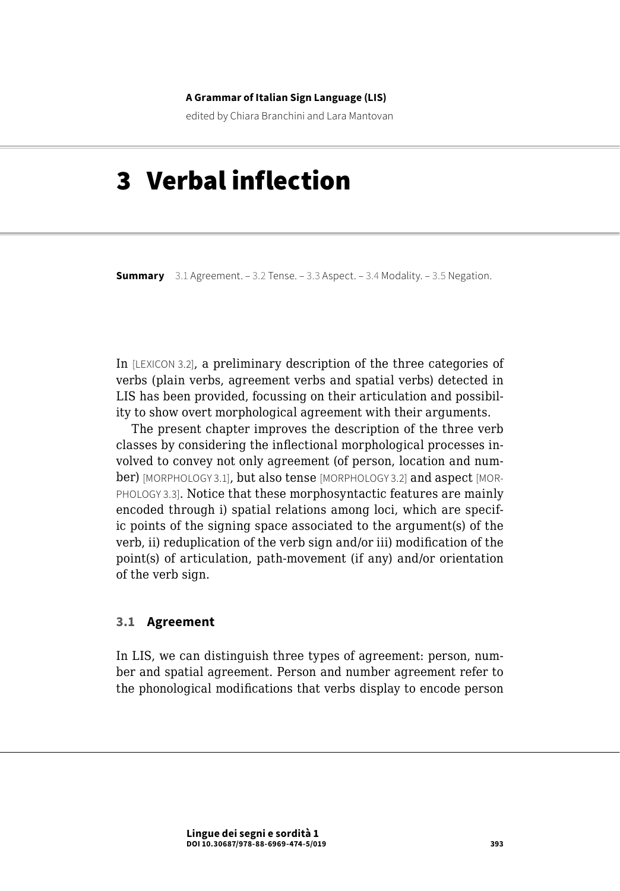A Grammar of Italian Sign Language (LIS)

edited by Chiara Branchini and Lara Mantovan

# 3 Verbal inflection

**Summary** 3.1 Agreement. – 3.2 Tense. – 3.3 Aspect. – 3.4 Modality. – 3.5 Negation.

In [LEXICON 3.2], a preliminary description of the three categories of verbs (plain verbs, agreement verbs and spatial verbs) detected in LIS has been provided, focussing on their articulation and possibility to show overt morphological agreement with their arguments.

The present chapter improves the description of the three verb classes by considering the inflectional morphological processes involved to convey not only agreement (of person, location and number) [MORPHOLOGY 3.1], but also tense [MORPHOLOGY 3.2] and aspect [MORPHOLOGY 3.3]. Notice that these morphosyntactic features are mainly encoded through i) spatial relations among loci, which are specific points of the signing space associated to the argument(s) of the verb, ii) reduplication of the verb sign and/or iii) modification of the point(s) of articulation, path-movement (if any) and/or orientation of the verb sign.

## 3.1 Agreement

In LIS, we can distinguish three types of agreement: person, number and spatial agreement. Person and number agreement refer to the phonological modifications that verbs display to encode person

Lingue dei segni e sordità 1
DOI 10.30687/978-88-6969-474-5/019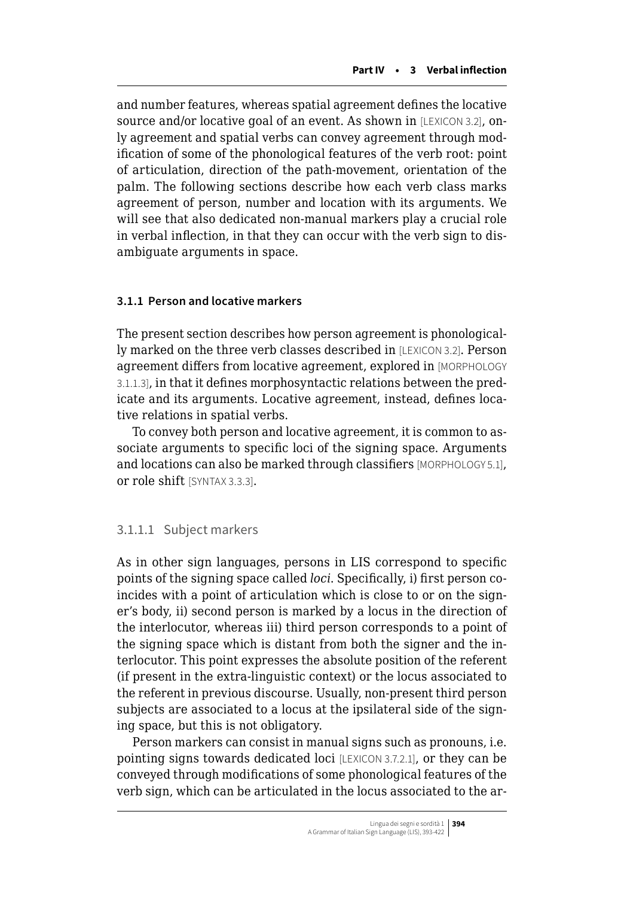and number features, whereas spatial agreement defines the locative source and/or locative goal of an event. As shown in [LEXICON 3.2], only agreement and spatial verbs can convey agreement through modification of some of the phonological features of the verb root: point of articulation, direction of the path-movement, orientation of the palm. The following sections describe how each verb class marks agreement of person, number and location with its arguments. We will see that also dedicated non-manual markers play a crucial role in verbal inflection, in that they can occur with the verb sign to disambiguate arguments in space.

### 3.1.1 Person and locative markers

The present section describes how person agreement is phonologically marked on the three verb classes described in [LEXICON 3.2]. Person agreement differs from locative agreement, explored in [MORPHOLOGY 3.1.1.3], in that it defines morphosyntactic relations between the predicate and its arguments. Locative agreement, instead, defines locative relations in spatial verbs.

To convey both person and locative agreement, it is common to associate arguments to specific loci of the signing space. Arguments and locations can also be marked through classifiers [MORPHOLOGY 5.1], or role shift [SYNTAX 3.3.3].

#### 3.1.1.1 Subject markers

As in other sign languages, persons in LIS correspond to specific points of the signing space called *loci*. Specifically, i) first person coincides with a point of articulation which is close to or on the signer's body, ii) second person is marked by a locus in the direction of the interlocutor, whereas iii) third person corresponds to a point of the signing space which is distant from both the signer and the interlocutor. This point expresses the absolute position of the referent (if present in the extra-linguistic context) or the locus associated to the referent in previous discourse. Usually, non-present third person subjects are associated to a locus at the ipsilateral side of the signing space, but this is not obligatory.

Person markers can consist in manual signs such as pronouns, i.e. pointing signs towards dedicated loci [LEXICON 3.7.2.1], or they can be conveyed through modifications of some phonological features of the verb sign, which can be articulated in the locus associated to the ar-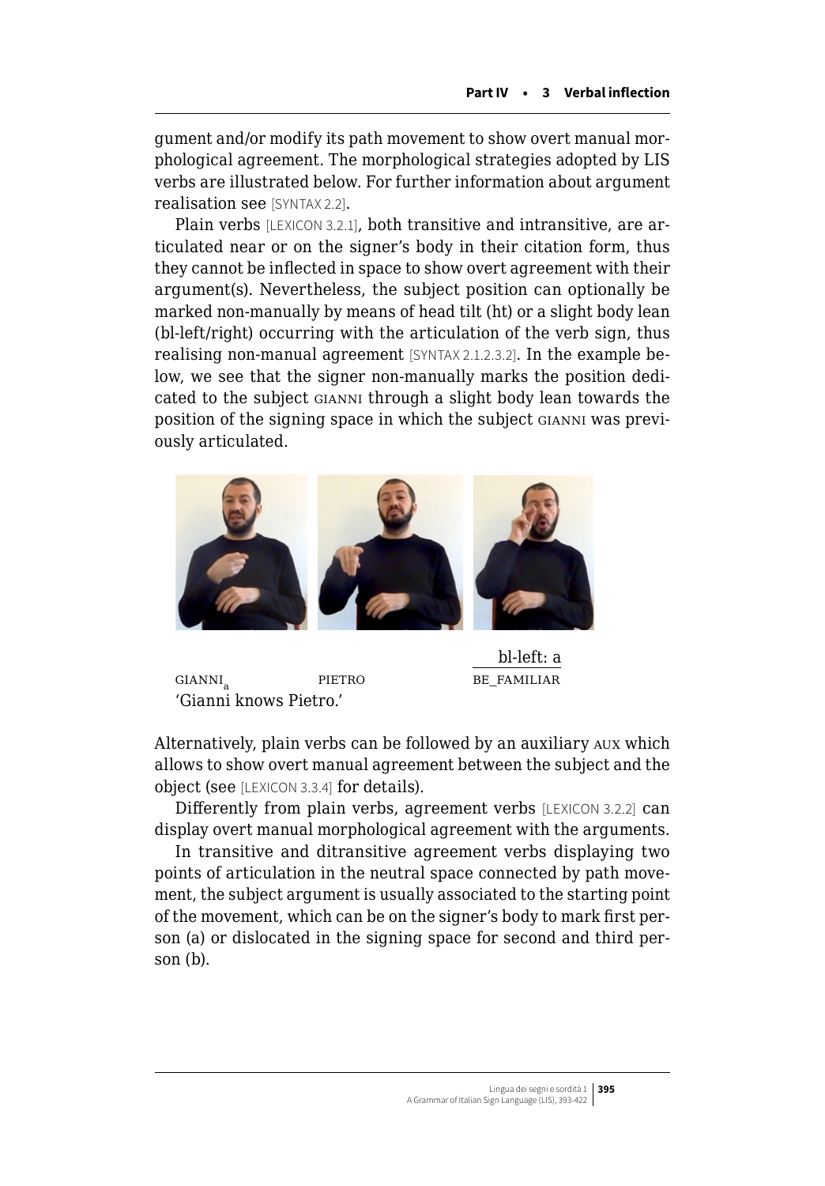gument and/or modify its path movement to show overt manual morphological agreement. The morphological strategies adopted by LIS verbs are illustrated below. For further information about argument realisation see [SYNTAX 2.2].

Plain verbs [LEXICON 3.2.1], both transitive and intransitive, are articulated near or on the signer's body in their citation form, thus they cannot be inflected in space to show overt agreement with their argument(s). Nevertheless, the subject position can optionally be marked non-manually by means of head tilt (ht) or a slight body lean (bl-left/right) occurring with the articulation of the verb sign, thus realising non-manual agreement [SYNTAX 2.1.2.3.2]. In the example below, we see that the signer non-manually marks the position dedicated to the subject GIANNI through a slight body lean towards the position of the signing space in which the subject GIANNI was previously articulated.

bl-left: a
GIANNI$_a$ PIETRO BE_FAMILIAR
'Gianni knows Pietro.'

Alternatively, plain verbs can be followed by an auxiliary AUX which allows to show overt manual agreement between the subject and the object (see [LEXICON 3.3.4] for details).

Differently from plain verbs, agreement verbs [LEXICON 3.2.2] can display overt manual morphological agreement with the arguments.

In transitive and ditransitive agreement verbs displaying two points of articulation in the neutral space connected by path movement, the subject argument is usually associated to the starting point of the movement, which can be on the signer's body to mark first person (a) or dislocated in the signing space for second and third person (b).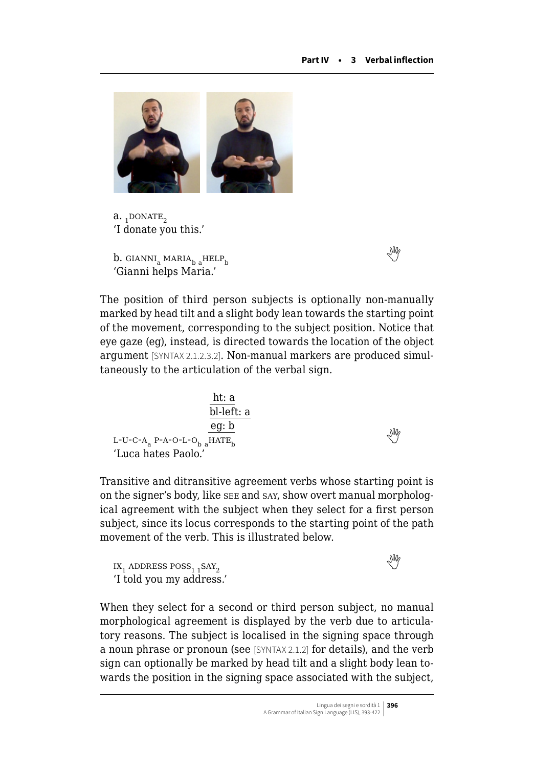a. $_{1}$DONATE$_{2}$
'I donate you this.'

b. GIANNI$_{a}$ MARIA$_{b}$ $_{a}$HELP$_{b}$
'Gianni helps Maria.'

The position of third person subjects is optionally non-manually marked by head tilt and a slight body lean towards the starting point of the movement, corresponding to the subject position. Notice that eye gaze (eg), instead, is directed towards the location of the object argument [SYNTAX 2.1.2.3.2]. Non-manual markers are produced simultaneously to the articulation of the verbal sign.

ht: a
bl-left: a
eg: b
L-U-C-A$_{a}$ P-A-O-L-O$_{b}$ $_{a}$HATE$_{b}$
'Luca hates Paolo.'

Transitive and ditransitive agreement verbs whose starting point is on the signer's body, like SEE and SAY, show overt manual morphological agreement with the subject when they select for a first person subject, since its locus corresponds to the starting point of the path movement of the verb. This is illustrated below.

IX$_{1}$ ADDRESS POSS$_{1}$ $_{1}$SAY$_{2}$
'I told you my address.'

When they select for a second or third person subject, no manual morphological agreement is displayed by the verb due to articulatory reasons. The subject is localised in the signing space through a noun phrase or pronoun (see [SYNTAX 2.1.2] for details), and the verb sign can optionally be marked by head tilt and a slight body lean towards the position in the signing space associated with the subject,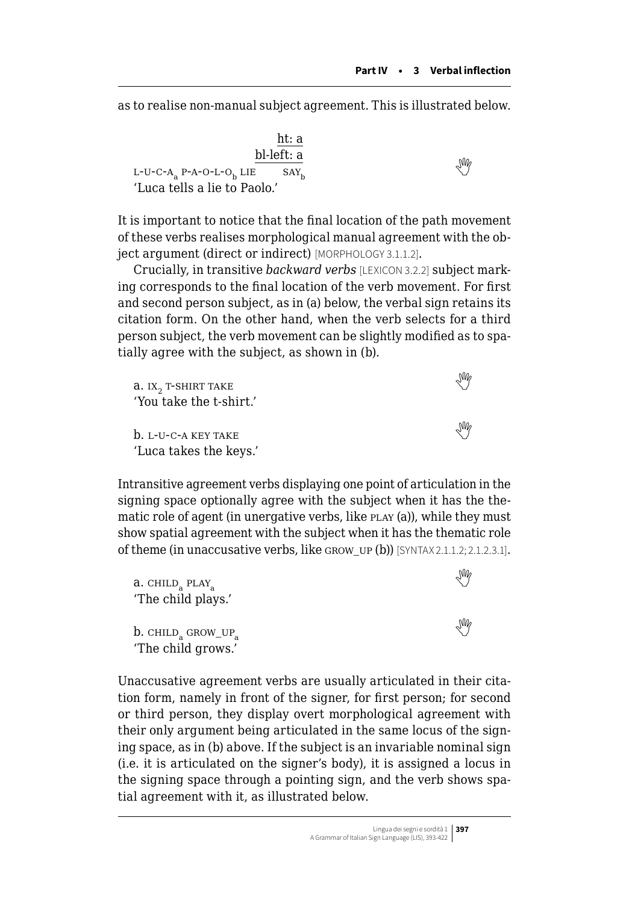as to realise non-manual subject agreement. This is illustrated below.

```
                         ht: a
                     bl-left: a
L-U-C-A_a P-A-O-L-O_b LIE    SAY_b
```
'Luca tells a lie to Paolo.'

It is important to notice that the final location of the path movement of these verbs realises morphological manual agreement with the object argument (direct or indirect) [MORPHOLOGY 3.1.1.2].

Crucially, in transitive *backward verbs* [LEXICON 3.2.2] subject marking corresponds to the final location of the verb movement. For first and second person subject, as in (a) below, the verbal sign retains its citation form. On the other hand, when the verb selects for a third person subject, the verb movement can be slightly modified as to spatially agree with the subject, as shown in (b).

a. $IX_2$ T-SHIRT TAKE
'You take the t-shirt.'

b. L-U-C-A KEY TAKE
'Luca takes the keys.'

Intransitive agreement verbs displaying one point of articulation in the signing space optionally agree with the subject when it has the thematic role of agent (in unergative verbs, like PLAY (a)), while they must show spatial agreement with the subject when it has the thematic role of theme (in unaccusative verbs, like GROW_UP (b)) [SYNTAX 2.1.1.2; 2.1.2.3.1].

a. $CHILD_a$ $PLAY_a$
'The child plays.'

b. $CHILD_a$ $GROW\_UP_a$
'The child grows.'

Unaccusative agreement verbs are usually articulated in their citation form, namely in front of the signer, for first person; for second or third person, they display overt morphological agreement with their only argument being articulated in the same locus of the signing space, as in (b) above. If the subject is an invariable nominal sign (i.e. it is articulated on the signer's body), it is assigned a locus in the signing space through a pointing sign, and the verb shows spatial agreement with it, as illustrated below.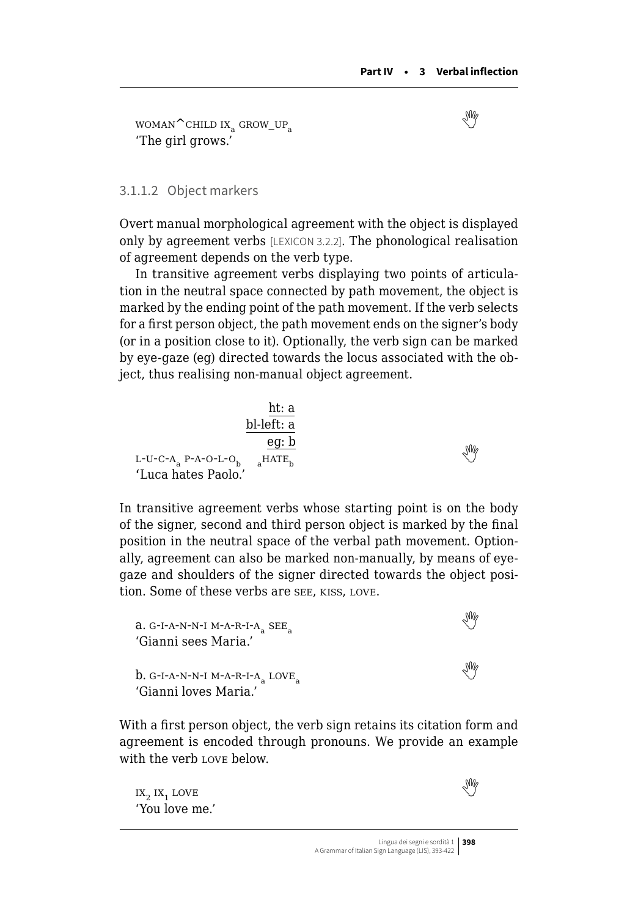WOMAN^CHILD IX$_a$ GROW_UP$_a$
'The girl grows.'

#### 3.1.1.2 Object markers

Overt manual morphological agreement with the object is displayed only by agreement verbs [LEXICON 3.2.2]. The phonological realisation of agreement depends on the verb type.

In transitive agreement verbs displaying two points of articulation in the neutral space connected by path movement, the object is marked by the ending point of the path movement. If the verb selects for a first person object, the path movement ends on the signer's body (or in a position close to it). Optionally, the verb sign can be marked by eye-gaze (eg) directed towards the locus associated with the object, thus realising non-manual object agreement.

```
                          ht: a
                     bl-left: a
                          eg: b
L-U-C-A_a P-A-O-L-O_b   _aHATE_b
```
'Luca hates Paolo.'

In transitive agreement verbs whose starting point is on the body of the signer, second and third person object is marked by the final position in the neutral space of the verbal path movement. Optionally, agreement can also be marked non-manually, by means of eye-gaze and shoulders of the signer directed towards the object position. Some of these verbs are SEE, KISS, LOVE.

a. G-I-A-N-N-I M-A-R-I-A$_a$ SEE$_a$
'Gianni sees Maria.'

b. G-I-A-N-N-I M-A-R-I-A$_a$ LOVE$_a$
'Gianni loves Maria.'

With a first person object, the verb sign retains its citation form and agreement is encoded through pronouns. We provide an example with the verb LOVE below.

IX$_2$ IX$_1$ LOVE
'You love me.'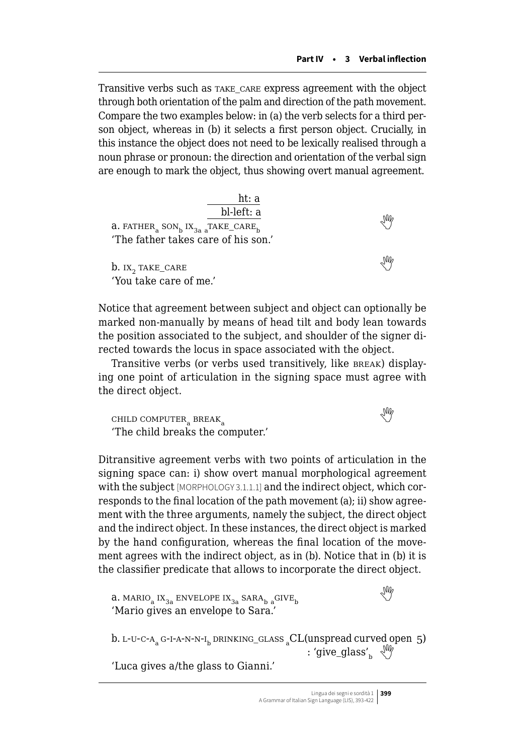Transitive verbs such as TAKE_CARE express agreement with the object through both orientation of the palm and direction of the path movement. Compare the two examples below: in (a) the verb selects for a third person object, whereas in (b) it selects a first person object. Crucially, in this instance the object does not need to be lexically realised through a noun phrase or pronoun: the direction and orientation of the verbal sign are enough to mark the object, thus showing overt manual agreement.

```
                         ht: a
                     bl-left: a
a. FATHER_a SON_b IX_3a a_TAKE_CARE_b
```

a. FATHER$_a$ SON$_b$ IX$_{3a}$ $_a$TAKE_CARE$_b$
'The father takes care of his son.'

b. IX$_2$ TAKE_CARE
'You take care of me.'

Notice that agreement between subject and object can optionally be marked non-manually by means of head tilt and body lean towards the position associated to the subject, and shoulder of the signer directed towards the locus in space associated with the object.

Transitive verbs (or verbs used transitively, like BREAK) displaying one point of articulation in the signing space must agree with the direct object.

CHILD COMPUTER$_a$ BREAK$_a$
'The child breaks the computer.'

Ditransitive agreement verbs with two points of articulation in the signing space can: i) show overt manual morphological agreement with the subject [MORPHOLOGY 3.1.1.1] and the indirect object, which corresponds to the final location of the path movement (a); ii) show agreement with the three arguments, namely the subject, the direct object and the indirect object. In these instances, the direct object is marked by the hand configuration, whereas the final location of the movement agrees with the indirect object, as in (b). Notice that in (b) it is the classifier predicate that allows to incorporate the direct object.

a. MARIO$_a$ IX$_{3a}$ ENVELOPE IX$_{3a}$ SARA$_b$ $_a$GIVE$_b$
'Mario gives an envelope to Sara.'

b. L-U-C-A$_a$ G-I-A-N-N-I$_b$ DRINKING_GLASS $_a$CL(unspread curved open 5) : 'give_glass'$_b$
'Luca gives a/the glass to Gianni.'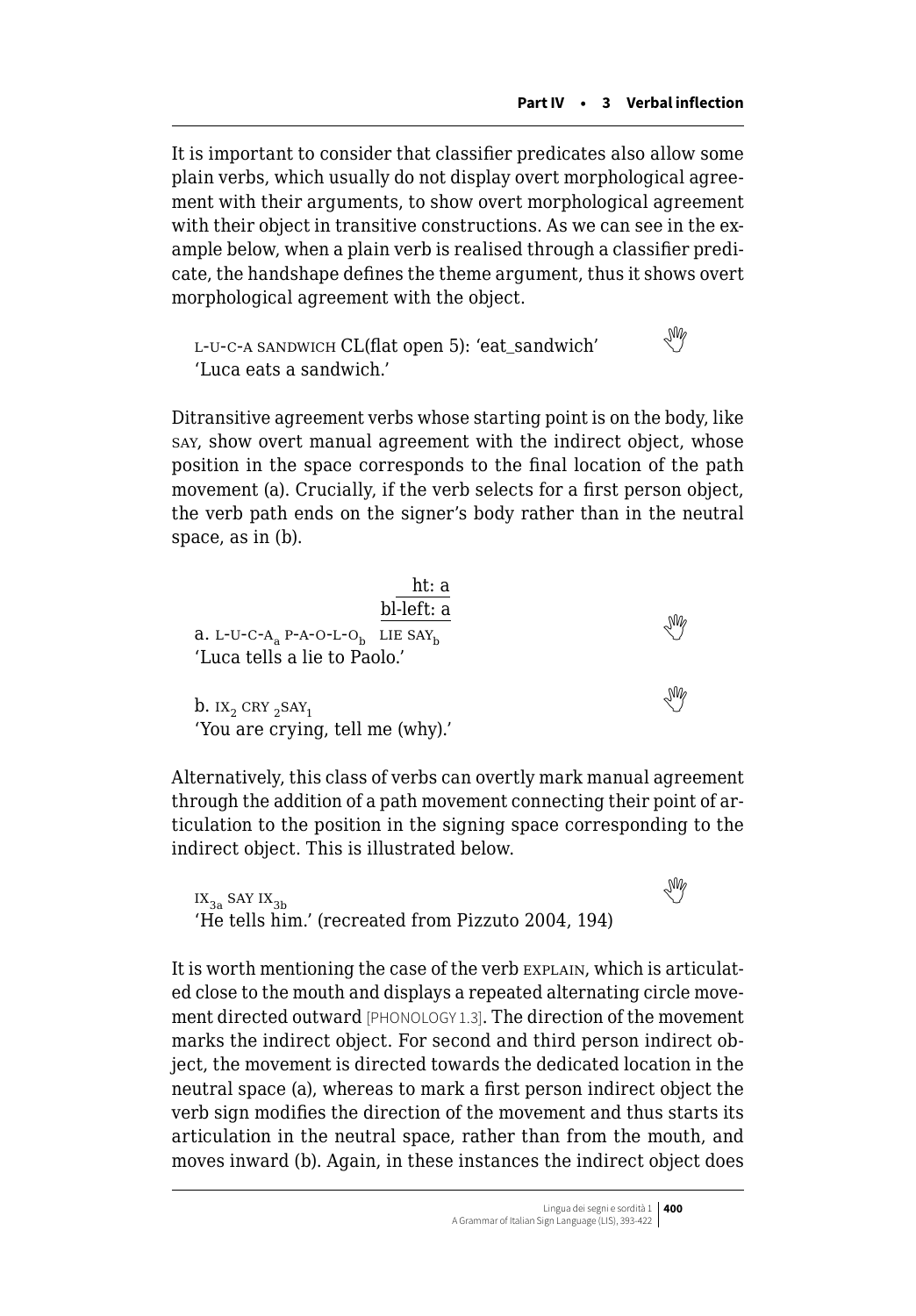It is important to consider that classifier predicates also allow some plain verbs, which usually do not display overt morphological agreement with their arguments, to show overt morphological agreement with their object in transitive constructions. As we can see in the example below, when a plain verb is realised through a classifier predicate, the handshape defines the theme argument, thus it shows overt morphological agreement with the object.

L-U-C-A SANDWICH CL(flat open 5): 'eat_sandwich'
'Luca eats a sandwich.'

Ditransitive agreement verbs whose starting point is on the body, like SAY, show overt manual agreement with the indirect object, whose position in the space corresponds to the final location of the path movement (a). Crucially, if the verb selects for a first person object, the verb path ends on the signer's body rather than in the neutral space, as in (b).

a. L-U-C-$A_a$ P-A-O-L-$O_b$ LIE $SAY_b$ (ht: a; bl-left: a)
'Luca tells a lie to Paolo.'

b. $IX_2$ CRY $_2SAY_1$
'You are crying, tell me (why).'

Alternatively, this class of verbs can overtly mark manual agreement through the addition of a path movement connecting their point of articulation to the position in the signing space corresponding to the indirect object. This is illustrated below.

$IX_{3a}$ SAY $IX_{3b}$
'He tells him.' (recreated from Pizzuto 2004, 194)

It is worth mentioning the case of the verb EXPLAIN, which is articulated close to the mouth and displays a repeated alternating circle movement directed outward [PHONOLOGY 1.3]. The direction of the movement marks the indirect object. For second and third person indirect object, the movement is directed towards the dedicated location in the neutral space (a), whereas to mark a first person indirect object the verb sign modifies the direction of the movement and thus starts its articulation in the neutral space, rather than from the mouth, and moves inward (b). Again, in these instances the indirect object does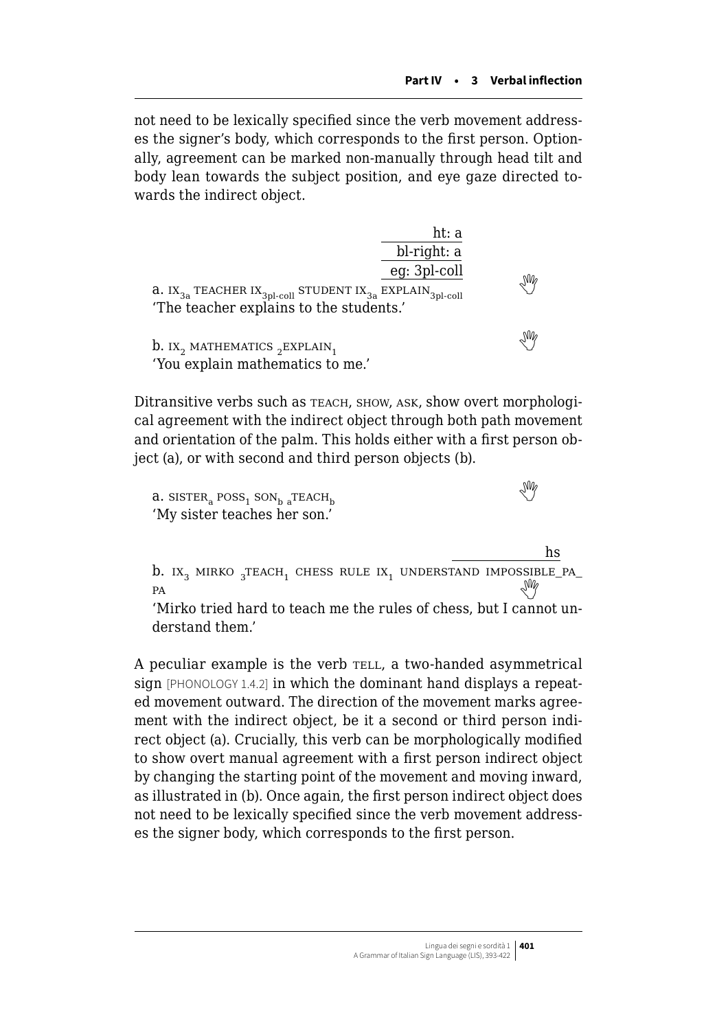not need to be lexically specified since the verb movement addresses the signer's body, which corresponds to the first person. Optionally, agreement can be marked non-manually through head tilt and body lean towards the subject position, and eye gaze directed towards the indirect object.

```
                                                       ht: a
                                                   bl-right: a
                                                  eg: 3pl-coll
a. IX_3a TEACHER IX_3pl-coll STUDENT IX_3a EXPLAIN_3pl-coll
```
'The teacher explains to the students.'

b. IX$_2$ MATHEMATICS $_2$EXPLAIN$_1$
'You explain mathematics to me.'

Ditransitive verbs such as TEACH, SHOW, ASK, show overt morphological agreement with the indirect object through both path movement and orientation of the palm. This holds either with a first person object (a), or with second and third person objects (b).

a. SISTER$_a$ POSS$_1$ SON$_b$ $_a$TEACH$_b$
'My sister teaches her son.'

```
                                                                 hs
b. IX_3 MIRKO _3TEACH_1 CHESS RULE IX_1 UNDERSTAND IMPOSSIBLE_PA_PA
```
'Mirko tried hard to teach me the rules of chess, but I cannot understand them.'

A peculiar example is the verb TELL, a two-handed asymmetrical sign [PHONOLOGY 1.4.2] in which the dominant hand displays a repeated movement outward. The direction of the movement marks agreement with the indirect object, be it a second or third person indirect object (a). Crucially, this verb can be morphologically modified to show overt manual agreement with a first person indirect object by changing the starting point of the movement and moving inward, as illustrated in (b). Once again, the first person indirect object does not need to be lexically specified since the verb movement addresses the signer body, which corresponds to the first person.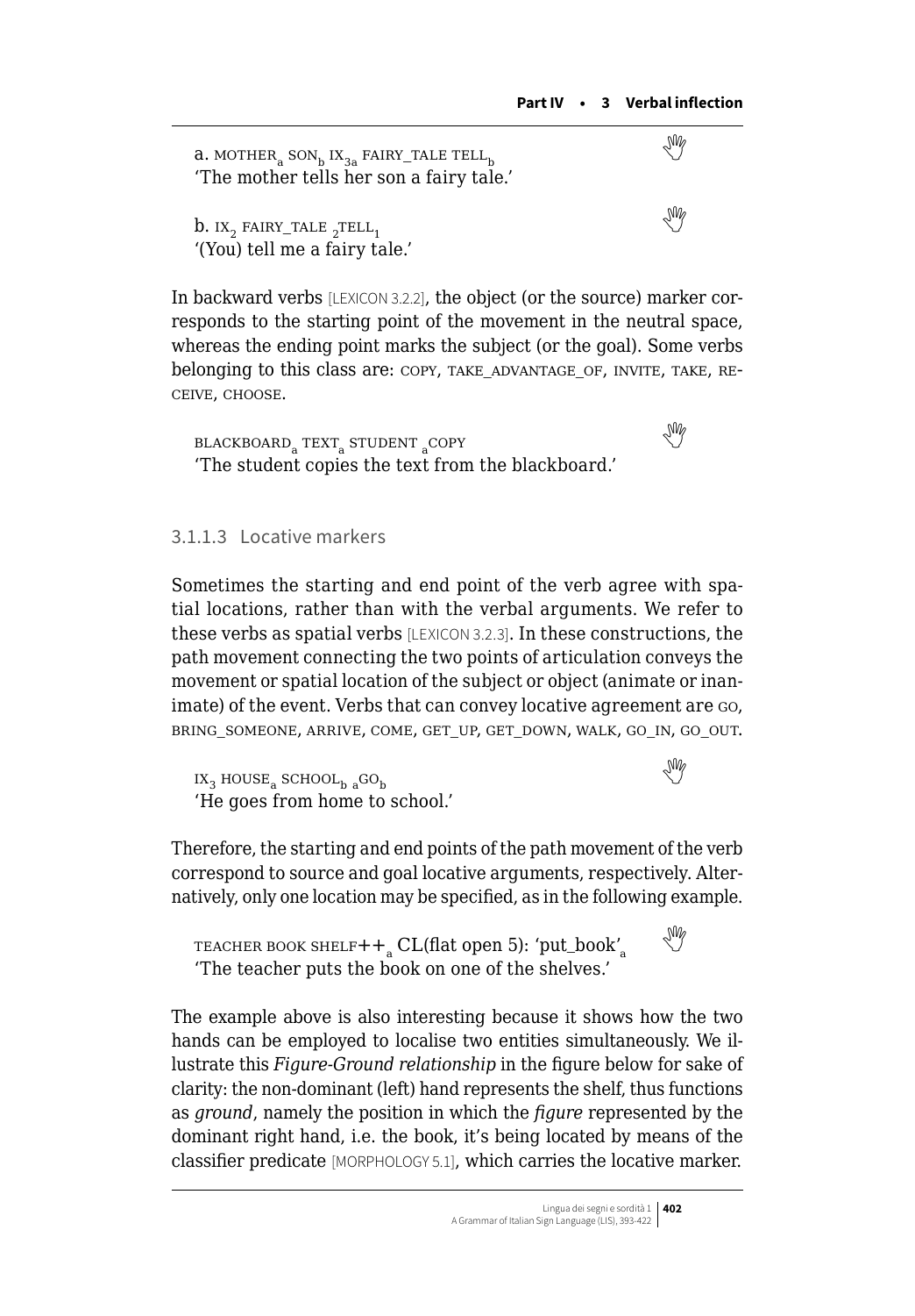a. MOTHER$_a$ SON$_b$ IX$_{3a}$ FAIRY_TALE TELL$_b$
'The mother tells her son a fairy tale.'

b. IX$_2$ FAIRY_TALE $_2$TELL$_1$
'(You) tell me a fairy tale.'

In backward verbs [LEXICON 3.2.2], the object (or the source) marker corresponds to the starting point of the movement in the neutral space, whereas the ending point marks the subject (or the goal). Some verbs belonging to this class are: COPY, TAKE_ADVANTAGE_OF, INVITE, TAKE, RECEIVE, CHOOSE.

BLACKBOARD$_a$ TEXT$_a$ STUDENT $_a$COPY
'The student copies the text from the blackboard.'

#### 3.1.1.3 Locative markers

Sometimes the starting and end point of the verb agree with spatial locations, rather than with the verbal arguments. We refer to these verbs as spatial verbs [LEXICON 3.2.3]. In these constructions, the path movement connecting the two points of articulation conveys the movement or spatial location of the subject or object (animate or inanimate) of the event. Verbs that can convey locative agreement are GO, BRING_SOMEONE, ARRIVE, COME, GET_UP, GET_DOWN, WALK, GO_IN, GO_OUT.

IX$_3$ HOUSE$_a$ SCHOOL$_b$ $_a$GO$_b$
'He goes from home to school.'

Therefore, the starting and end points of the path movement of the verb correspond to source and goal locative arguments, respectively. Alternatively, only one location may be specified, as in the following example.

TEACHER BOOK SHELF++$_a$ CL(flat open 5): 'put_book'$_a$
'The teacher puts the book on one of the shelves.'

The example above is also interesting because it shows how the two hands can be employed to localise two entities simultaneously. We illustrate this *Figure-Ground relationship* in the figure below for sake of clarity: the non-dominant (left) hand represents the shelf, thus functions as *ground*, namely the position in which the *figure* represented by the dominant right hand, i.e. the book, it's being located by means of the classifier predicate [MORPHOLOGY 5.1], which carries the locative marker.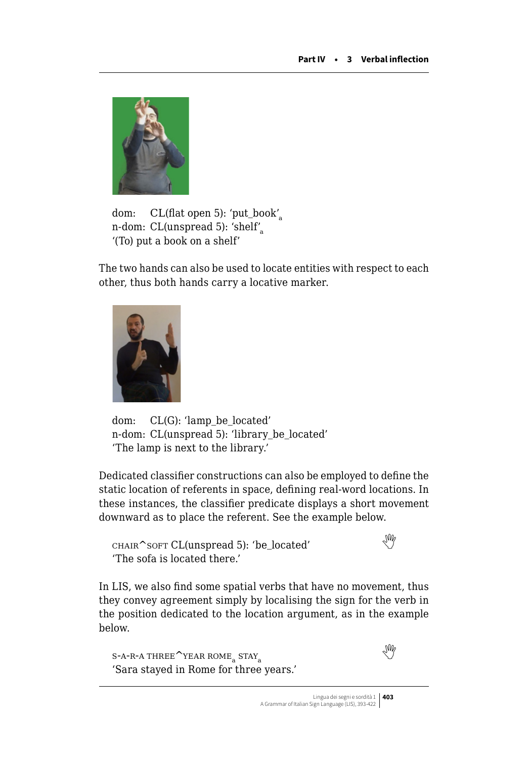dom: CL(flat open 5): 'put_book'$_a$
n-dom: CL(unspread 5): 'shelf'$_a$
'(To) put a book on a shelf'

The two hands can also be used to locate entities with respect to each other, thus both hands carry a locative marker.

dom: CL(G): 'lamp_be_located'
n-dom: CL(unspread 5): 'library_be_located'
'The lamp is next to the library.'

Dedicated classifier constructions can also be employed to define the static location of referents in space, defining real-word locations. In these instances, the classifier predicate displays a short movement downward as to place the referent. See the example below.

CHAIR^SOFT CL(unspread 5): 'be_located'
'The sofa is located there.'

In LIS, we also find some spatial verbs that have no movement, thus they convey agreement simply by localising the sign for the verb in the position dedicated to the location argument, as in the example below.

S-A-R-A THREE^YEAR ROME$_a$ STAY$_a$
'Sara stayed in Rome for three years.'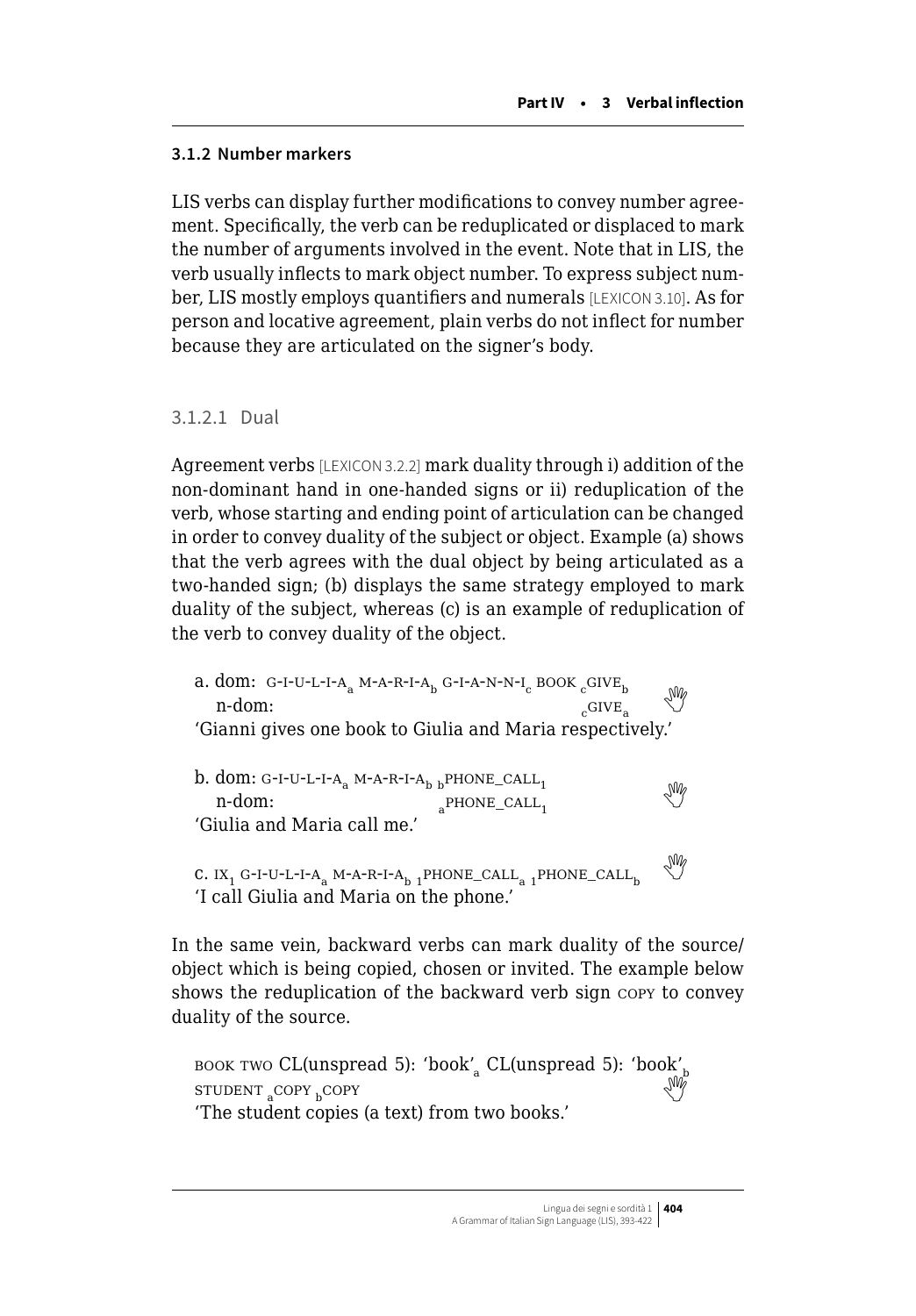### 3.1.2 Number markers

LIS verbs can display further modifications to convey number agreement. Specifically, the verb can be reduplicated or displaced to mark the number of arguments involved in the event. Note that in LIS, the verb usually inflects to mark object number. To express subject number, LIS mostly employs quantifiers and numerals [LEXICON 3.10]. As for person and locative agreement, plain verbs do not inflect for number because they are articulated on the signer's body.

#### 3.1.2.1 Dual

Agreement verbs [LEXICON 3.2.2] mark duality through i) addition of the non-dominant hand in one-handed signs or ii) reduplication of the verb, whose starting and ending point of articulation can be changed in order to convey duality of the subject or object. Example (a) shows that the verb agrees with the dual object by being articulated as a two-handed sign; (b) displays the same strategy employed to mark duality of the subject, whereas (c) is an example of reduplication of the verb to convey duality of the object.

a. dom: G-I-U-L-I-A$_a$ M-A-R-I-A$_b$ G-I-A-N-N-I$_c$ BOOK $_c$GIVE$_b$
   n-dom: $_c$GIVE$_a$
'Gianni gives one book to Giulia and Maria respectively.'

b. dom: G-I-U-L-I-A$_a$ M-A-R-I-A$_b$ $_b$PHONE_CALL$_1$
   n-dom: $_a$PHONE_CALL$_1$
'Giulia and Maria call me.'

c. IX$_1$ G-I-U-L-I-A$_a$ M-A-R-I-A$_b$ $_1$PHONE_CALL$_a$ $_1$PHONE_CALL$_b$
'I call Giulia and Maria on the phone.'

In the same vein, backward verbs can mark duality of the source/object which is being copied, chosen or invited. The example below shows the reduplication of the backward verb sign COPY to convey duality of the source.

BOOK TWO CL(unspread 5): 'book'$_a$ CL(unspread 5): 'book'$_b$
STUDENT $_a$COPY $_b$COPY
'The student copies (a text) from two books.'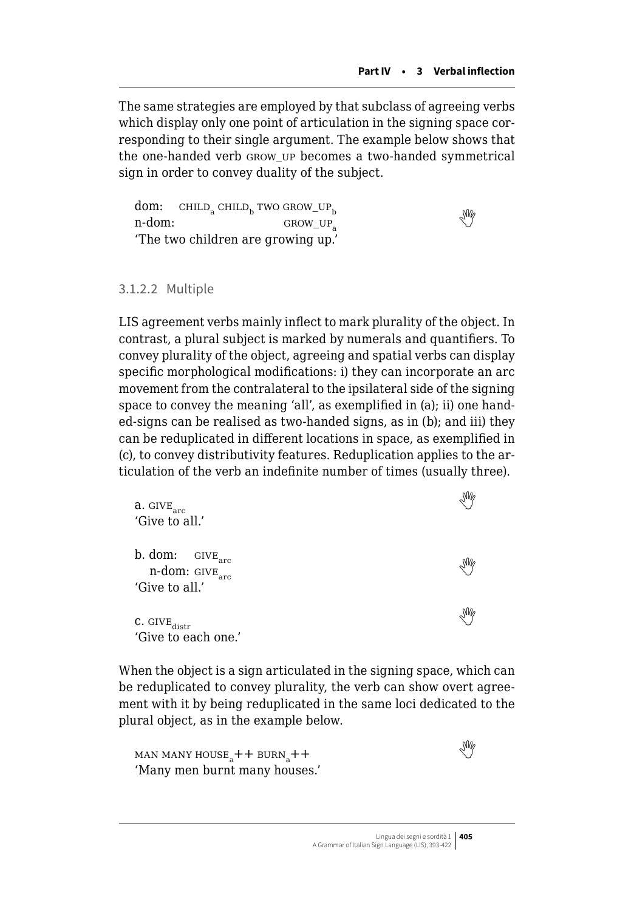The same strategies are employed by that subclass of agreeing verbs which display only one point of articulation in the signing space corresponding to their single argument. The example below shows that the one-handed verb GROW_UP becomes a two-handed symmetrical sign in order to convey duality of the subject.

dom: CHILD$_a$ CHILD$_b$ TWO GROW_UP$_b$
n-dom: GROW_UP$_a$
'The two children are growing up.'

### 3.1.2.2 Multiple

LIS agreement verbs mainly inflect to mark plurality of the object. In contrast, a plural subject is marked by numerals and quantifiers. To convey plurality of the object, agreeing and spatial verbs can display specific morphological modifications: i) they can incorporate an arc movement from the contralateral to the ipsilateral side of the signing space to convey the meaning 'all', as exemplified in (a); ii) one handed-signs can be realised as two-handed signs, as in (b); and iii) they can be reduplicated in different locations in space, as exemplified in (c), to convey distributivity features. Reduplication applies to the articulation of the verb an indefinite number of times (usually three).

a. GIVE$_{arc}$
'Give to all.'

b. dom: GIVE$_{arc}$
n-dom: GIVE$_{arc}$
'Give to all.'

c. GIVE$_{distr}$
'Give to each one.'

When the object is a sign articulated in the signing space, which can be reduplicated to convey plurality, the verb can show overt agreement with it by being reduplicated in the same loci dedicated to the plural object, as in the example below.

MAN MANY HOUSE$_a$++ BURN$_a$++
'Many men burnt many houses.'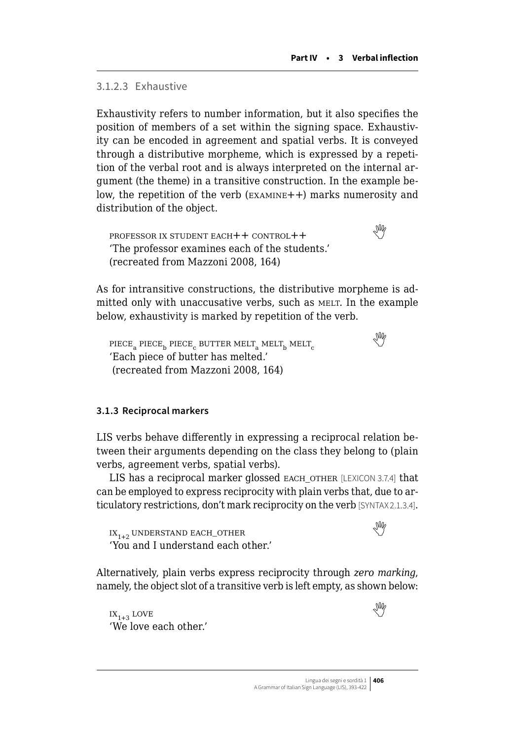#### 3.1.2.3 Exhaustive

Exhaustivity refers to number information, but it also specifies the position of members of a set within the signing space. Exhaustivity can be encoded in agreement and spatial verbs. It is conveyed through a distributive morpheme, which is expressed by a repetition of the verbal root and is always interpreted on the internal argument (the theme) in a transitive construction. In the example below, the repetition of the verb (EXAMINE++) marks numerosity and distribution of the object.

PROFESSOR IX STUDENT EACH++ CONTROL++
'The professor examines each of the students.'
(recreated from Mazzoni 2008, 164)

As for intransitive constructions, the distributive morpheme is admitted only with unaccusative verbs, such as MELT. In the example below, exhaustivity is marked by repetition of the verb.

PIECE$_a$ PIECE$_b$ PIECE$_c$ BUTTER MELT$_a$ MELT$_b$ MELT$_c$
'Each piece of butter has melted.'
(recreated from Mazzoni 2008, 164)

### 3.1.3 Reciprocal markers

LIS verbs behave differently in expressing a reciprocal relation between their arguments depending on the class they belong to (plain verbs, agreement verbs, spatial verbs).

LIS has a reciprocal marker glossed EACH_OTHER [LEXICON 3.7.4] that can be employed to express reciprocity with plain verbs that, due to articulatory restrictions, don't mark reciprocity on the verb [SYNTAX 2.1.3.4].

IX$_{1+2}$ UNDERSTAND EACH_OTHER
'You and I understand each other.'

Alternatively, plain verbs express reciprocity through *zero marking*, namely, the object slot of a transitive verb is left empty, as shown below:

IX$_{1+3}$ LOVE
'We love each other.'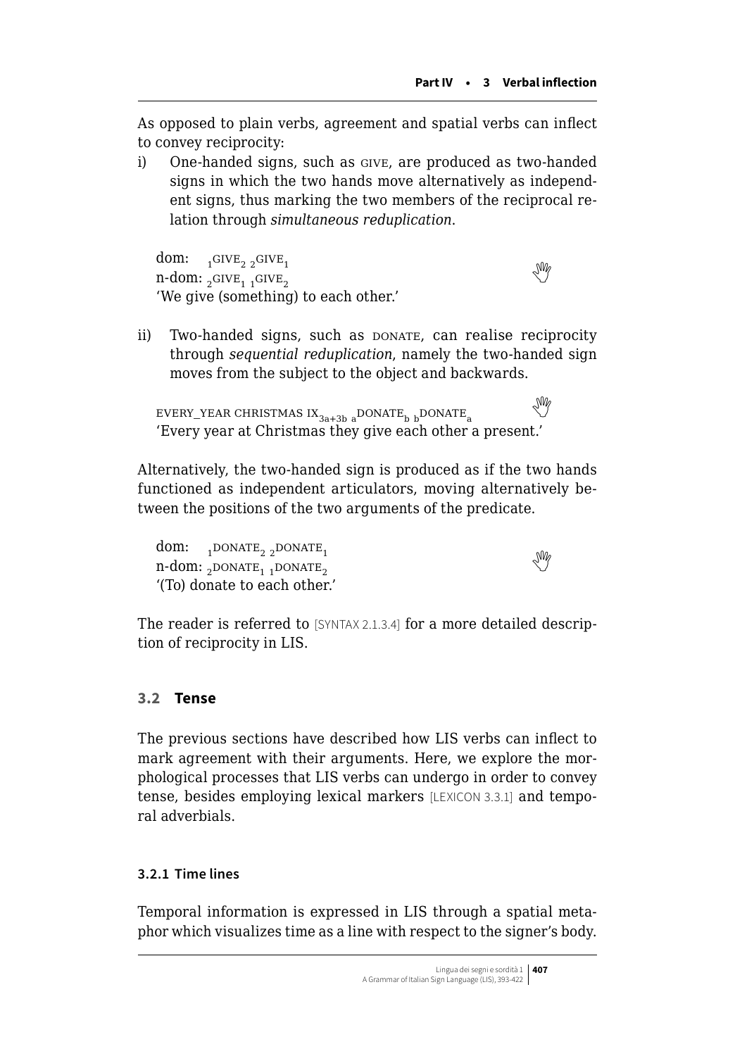As opposed to plain verbs, agreement and spatial verbs can inflect to convey reciprocity:

i) One-handed signs, such as GIVE, are produced as two-handed signs in which the two hands move alternatively as independent signs, thus marking the two members of the reciprocal relation through *simultaneous reduplication*.

dom: $_{1}$GIVE$_{2}$ $_{2}$GIVE$_{1}$
n-dom: $_{2}$GIVE$_{1}$ $_{1}$GIVE$_{2}$
'We give (something) to each other.'

ii) Two-handed signs, such as DONATE, can realise reciprocity through *sequential reduplication*, namely the two-handed sign moves from the subject to the object and backwards.

EVERY_YEAR CHRISTMAS IX$_{3a+3b}$ $_{a}$DONATE$_{b}$ $_{b}$DONATE$_{a}$
'Every year at Christmas they give each other a present.'

Alternatively, the two-handed sign is produced as if the two hands functioned as independent articulators, moving alternatively between the positions of the two arguments of the predicate.

dom: $_{1}$DONATE$_{2}$ $_{2}$DONATE$_{1}$
n-dom: $_{2}$DONATE$_{1}$ $_{1}$DONATE$_{2}$
'(To) donate to each other.'

The reader is referred to [SYNTAX 2.1.3.4] for a more detailed description of reciprocity in LIS.

### 3.2 Tense

The previous sections have described how LIS verbs can inflect to mark agreement with their arguments. Here, we explore the morphological processes that LIS verbs can undergo in order to convey tense, besides employing lexical markers [LEXICON 3.3.1] and temporal adverbials.

#### 3.2.1 Time lines

Temporal information is expressed in LIS through a spatial metaphor which visualizes time as a line with respect to the signer's body.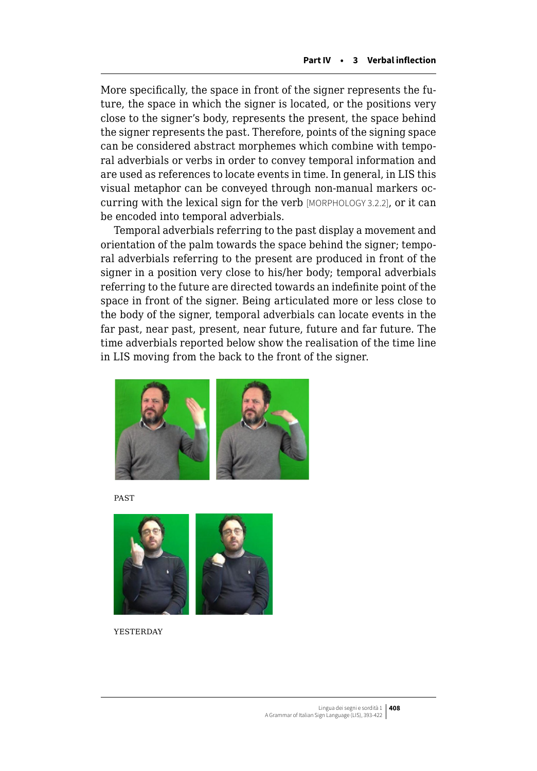More specifically, the space in front of the signer represents the future, the space in which the signer is located, or the positions very close to the signer's body, represents the present, the space behind the signer represents the past. Therefore, points of the signing space can be considered abstract morphemes which combine with temporal adverbials or verbs in order to convey temporal information and are used as references to locate events in time. In general, in LIS this visual metaphor can be conveyed through non-manual markers occurring with the lexical sign for the verb [MORPHOLOGY 3.2.2], or it can be encoded into temporal adverbials.

Temporal adverbials referring to the past display a movement and orientation of the palm towards the space behind the signer; temporal adverbials referring to the present are produced in front of the signer in a position very close to his/her body; temporal adverbials referring to the future are directed towards an indefinite point of the space in front of the signer. Being articulated more or less close to the body of the signer, temporal adverbials can locate events in the far past, near past, present, near future, future and far future. The time adverbials reported below show the realisation of the time line in LIS moving from the back to the front of the signer.

PAST

YESTERDAY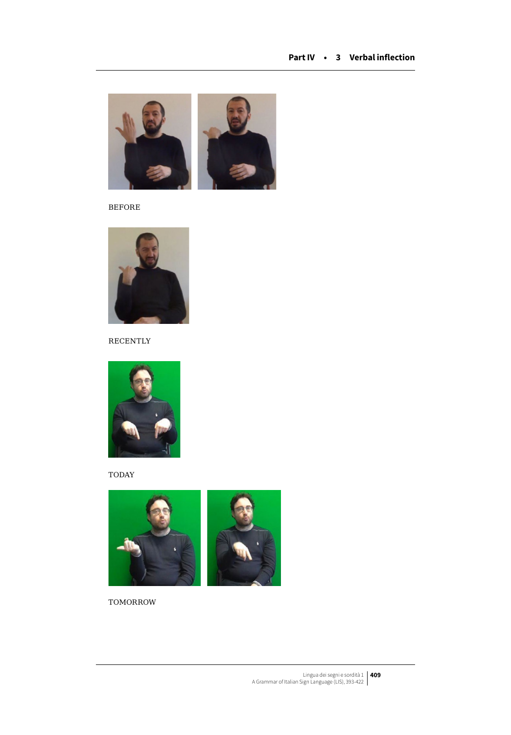BEFORE

RECENTLY

TODAY

TOMORROW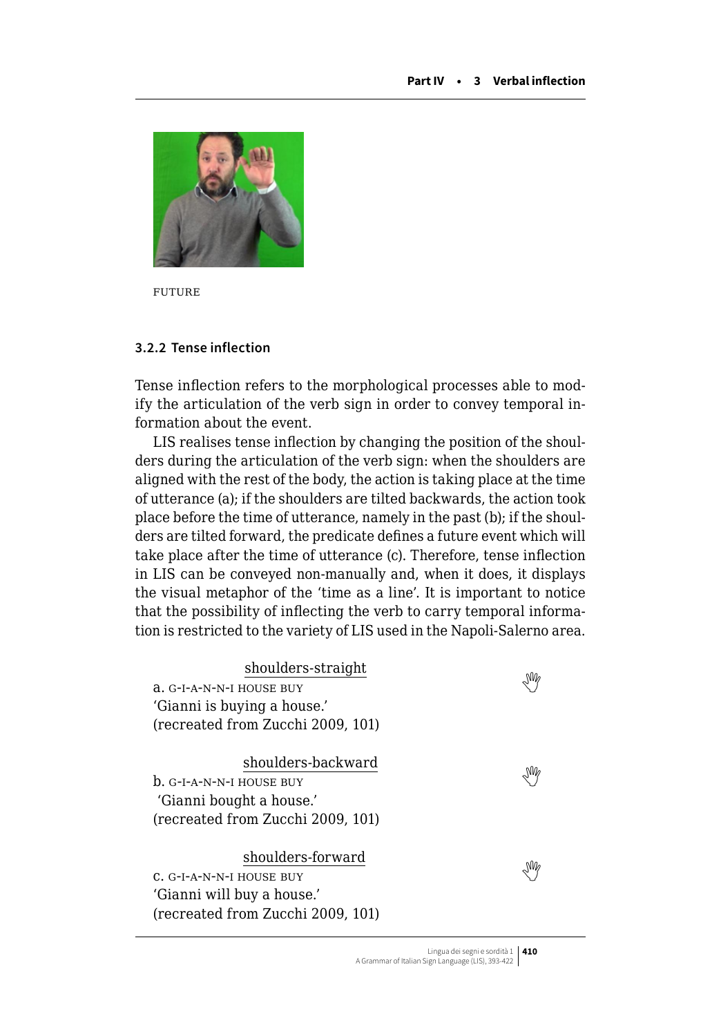FUTURE

### 3.2.2 Tense inflection

Tense inflection refers to the morphological processes able to modify the articulation of the verb sign in order to convey temporal information about the event.

LIS realises tense inflection by changing the position of the shoulders during the articulation of the verb sign: when the shoulders are aligned with the rest of the body, the action is taking place at the time of utterance (a); if the shoulders are tilted backwards, the action took place before the time of utterance, namely in the past (b); if the shoulders are tilted forward, the predicate defines a future event which will take place after the time of utterance (c). Therefore, tense inflection in LIS can be conveyed non-manually and, when it does, it displays the visual metaphor of the 'time as a line'. It is important to notice that the possibility of inflecting the verb to carry temporal information is restricted to the variety of LIS used in the Napoli-Salerno area.

shoulders-straight
a. G-I-A-N-N-I HOUSE BUY
'Gianni is buying a house.'
(recreated from Zucchi 2009, 101)

shoulders-backward
b. G-I-A-N-N-I HOUSE BUY
'Gianni bought a house.'
(recreated from Zucchi 2009, 101)

shoulders-forward
c. G-I-A-N-N-I HOUSE BUY
'Gianni will buy a house.'
(recreated from Zucchi 2009, 101)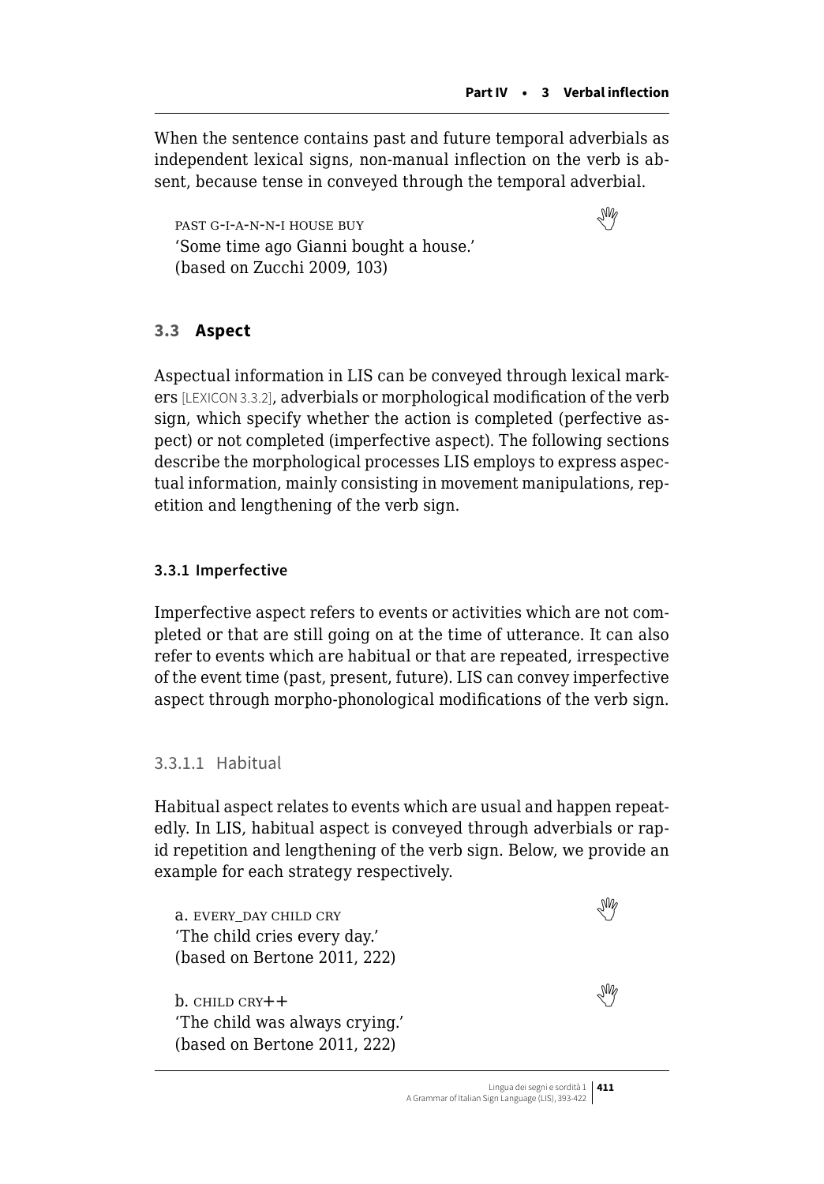When the sentence contains past and future temporal adverbials as independent lexical signs, non-manual inflection on the verb is absent, because tense in conveyed through the temporal adverbial.

PAST G-I-A-N-N-I HOUSE BUY
'Some time ago Gianni bought a house.'
(based on Zucchi 2009, 103)

### 3.3 Aspect

Aspectual information in LIS can be conveyed through lexical markers [LEXICON 3.3.2], adverbials or morphological modification of the verb sign, which specify whether the action is completed (perfective aspect) or not completed (imperfective aspect). The following sections describe the morphological processes LIS employs to express aspectual information, mainly consisting in movement manipulations, repetition and lengthening of the verb sign.

#### 3.3.1 Imperfective

Imperfective aspect refers to events or activities which are not completed or that are still going on at the time of utterance. It can also refer to events which are habitual or that are repeated, irrespective of the event time (past, present, future). LIS can convey imperfective aspect through morpho-phonological modifications of the verb sign.

##### 3.3.1.1 Habitual

Habitual aspect relates to events which are usual and happen repeatedly. In LIS, habitual aspect is conveyed through adverbials or rapid repetition and lengthening of the verb sign. Below, we provide an example for each strategy respectively.

a. EVERY_DAY CHILD CRY
'The child cries every day.'
(based on Bertone 2011, 222)

b. CHILD CRY++
'The child was always crying.'
(based on Bertone 2011, 222)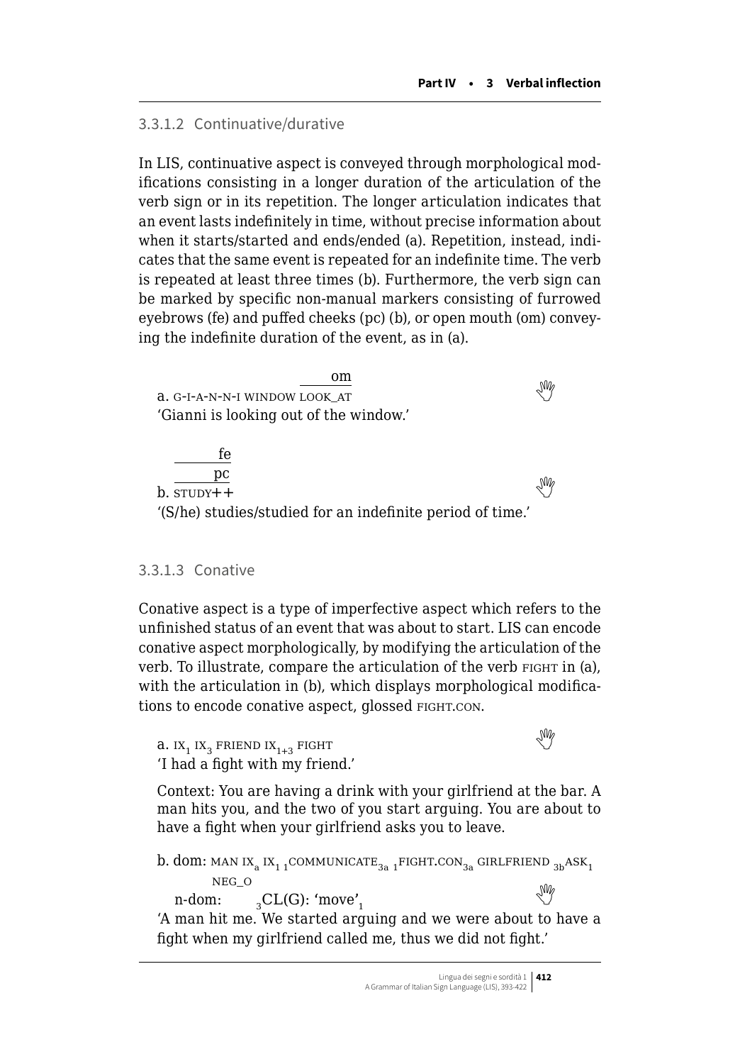### 3.3.1.2 Continuative/durative

In LIS, continuative aspect is conveyed through morphological modifications consisting in a longer duration of the articulation of the verb sign or in its repetition. The longer articulation indicates that an event lasts indefinitely in time, without precise information about when it starts/started and ends/ended (a). Repetition, instead, indicates that the same event is repeated for an indefinite time. The verb is repeated at least three times (b). Furthermore, the verb sign can be marked by specific non-manual markers consisting of furrowed eyebrows (fe) and puffed cheeks (pc) (b), or open mouth (om) conveying the indefinite duration of the event, as in (a).

```
                          om
a. G-I-A-N-N-I WINDOW LOOK_AT
```
'Gianni is looking out of the window.'

```
   fe
   pc
b. STUDY++
```
'(S/he) studies/studied for an indefinite period of time.'

### 3.3.1.3 Conative

Conative aspect is a type of imperfective aspect which refers to the unfinished status of an event that was about to start. LIS can encode conative aspect morphologically, by modifying the articulation of the verb. To illustrate, compare the articulation of the verb FIGHT in (a), with the articulation in (b), which displays morphological modifications to encode conative aspect, glossed FIGHT.CON.

a. $\text{IX}_1$ $\text{IX}_3$ FRIEND $\text{IX}_{1+3}$ FIGHT
'I had a fight with my friend.'

Context: You are having a drink with your girlfriend at the bar. A man hits you, and the two of you start arguing. You are about to have a fight when your girlfriend asks you to leave.

b. dom: MAN $\text{IX}_\text{a}$ $\text{IX}_1$ $_1\text{COMMUNICATE}_{3a}$ $_1\text{FIGHT.CON}_{3a}$ GIRLFRIEND $_{3b}\text{ASK}_1$ NEG_O
   n-dom: $_3\text{CL(G)}$: 'move'$_1$
'A man hit me. We started arguing and we were about to have a fight when my girlfriend called me, thus we did not fight.'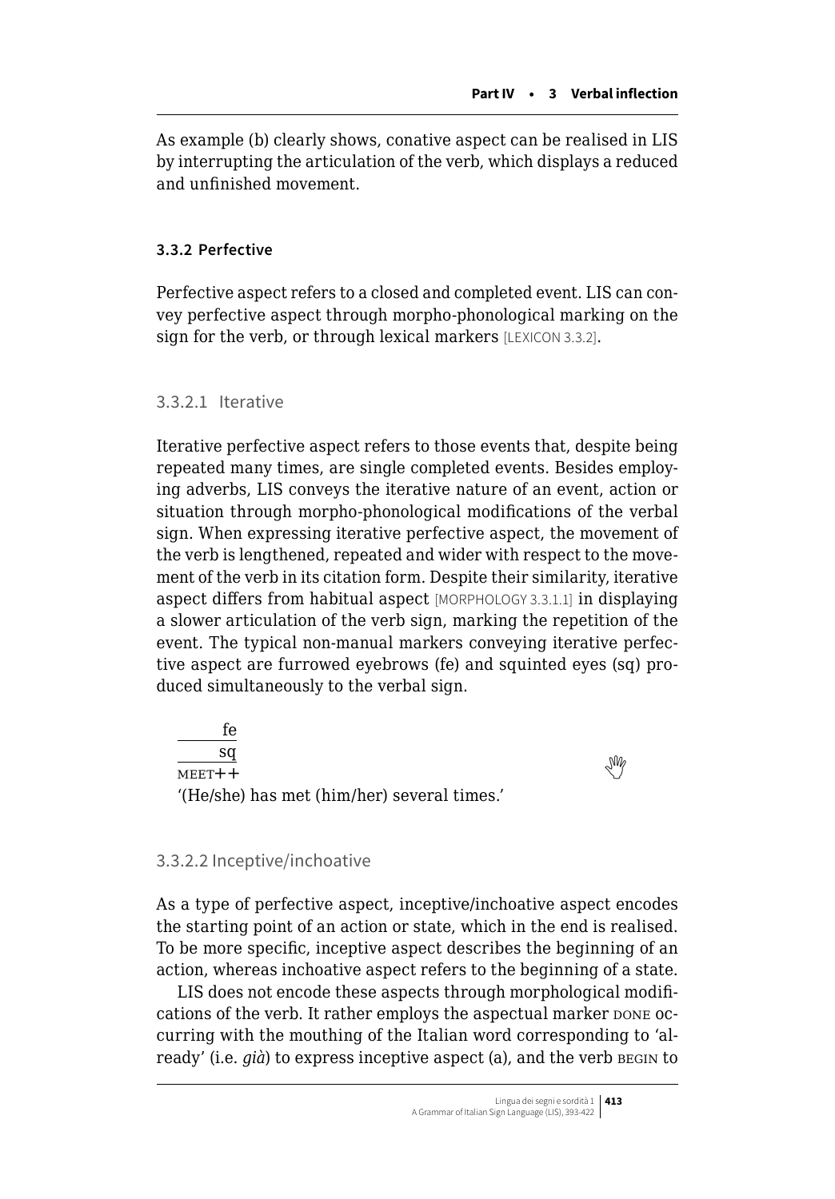As example (b) clearly shows, conative aspect can be realised in LIS by interrupting the articulation of the verb, which displays a reduced and unfinished movement.

### 3.3.2 Perfective

Perfective aspect refers to a closed and completed event. LIS can convey perfective aspect through morpho-phonological marking on the sign for the verb, or through lexical markers [LEXICON 3.3.2].

#### 3.3.2.1 Iterative

Iterative perfective aspect refers to those events that, despite being repeated many times, are single completed events. Besides employing adverbs, LIS conveys the iterative nature of an event, action or situation through morpho-phonological modifications of the verbal sign. When expressing iterative perfective aspect, the movement of the verb is lengthened, repeated and wider with respect to the movement of the verb in its citation form. Despite their similarity, iterative aspect differs from habitual aspect [MORPHOLOGY 3.3.1.1] in displaying a slower articulation of the verb sign, marking the repetition of the event. The typical non-manual markers conveying iterative perfective aspect are furrowed eyebrows (fe) and squinted eyes (sq) produced simultaneously to the verbal sign.

```
______fe
______sq
MEET++
```
'(He/she) has met (him/her) several times.'

#### 3.3.2.2 Inceptive/inchoative

As a type of perfective aspect, inceptive/inchoative aspect encodes the starting point of an action or state, which in the end is realised. To be more specific, inceptive aspect describes the beginning of an action, whereas inchoative aspect refers to the beginning of a state.

LIS does not encode these aspects through morphological modifications of the verb. It rather employs the aspectual marker DONE occurring with the mouthing of the Italian word corresponding to 'already' (i.e. *già*) to express inceptive aspect (a), and the verb BEGIN to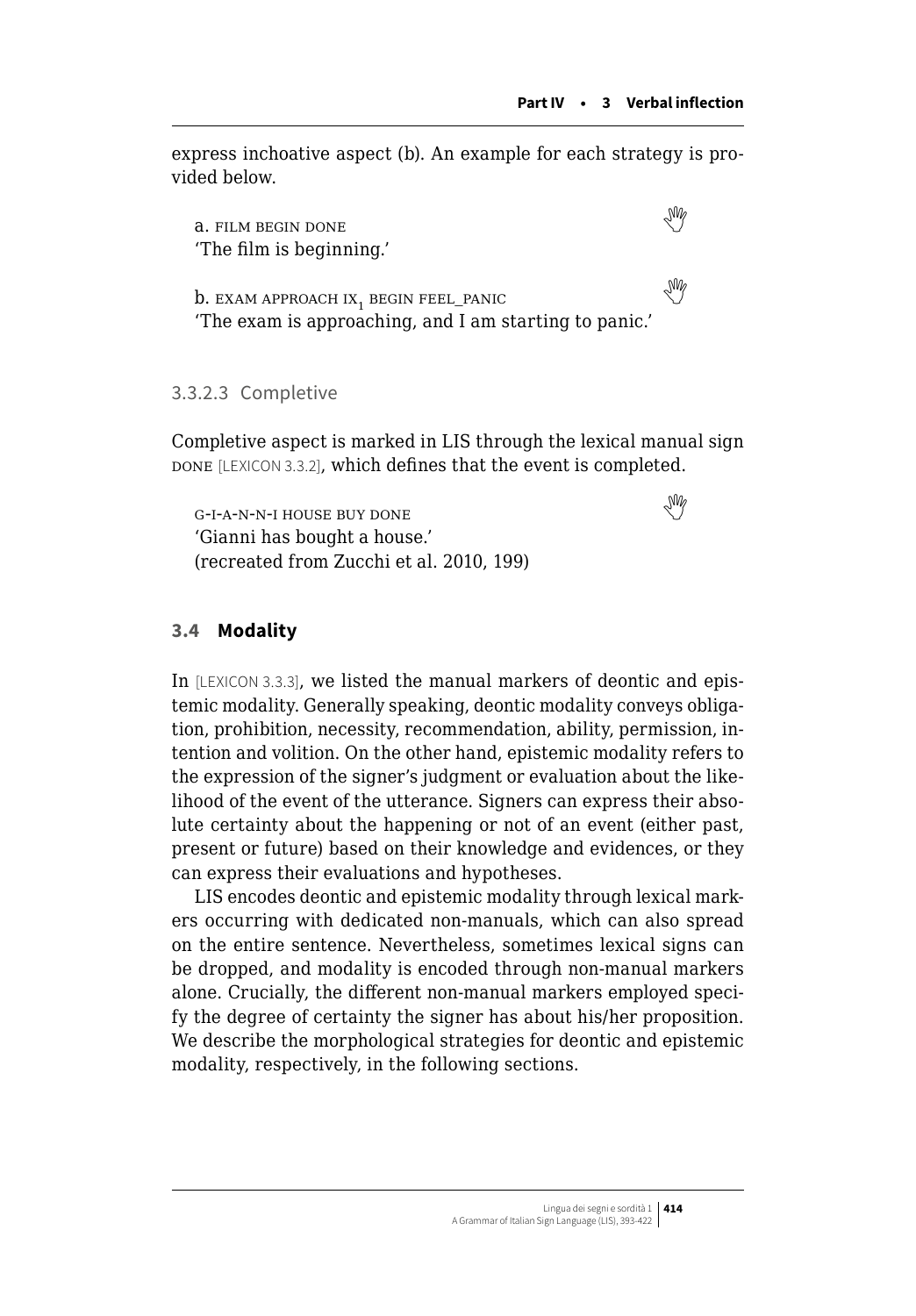express inchoative aspect (b). An example for each strategy is provided below.

a. FILM BEGIN DONE
'The film is beginning.'

b. EXAM APPROACH $\text{IX}_1$ BEGIN FEEL_PANIC
'The exam is approaching, and I am starting to panic.'

#### 3.3.2.3 Completive

Completive aspect is marked in LIS through the lexical manual sign DONE [LEXICON 3.3.2], which defines that the event is completed.

G-I-A-N-N-I HOUSE BUY DONE
'Gianni has bought a house.'
(recreated from Zucchi et al. 2010, 199)

### 3.4 Modality

In [LEXICON 3.3.3], we listed the manual markers of deontic and epistemic modality. Generally speaking, deontic modality conveys obligation, prohibition, necessity, recommendation, ability, permission, intention and volition. On the other hand, epistemic modality refers to the expression of the signer's judgment or evaluation about the likelihood of the event of the utterance. Signers can express their absolute certainty about the happening or not of an event (either past, present or future) based on their knowledge and evidences, or they can express their evaluations and hypotheses.

LIS encodes deontic and epistemic modality through lexical markers occurring with dedicated non-manuals, which can also spread on the entire sentence. Nevertheless, sometimes lexical signs can be dropped, and modality is encoded through non-manual markers alone. Crucially, the different non-manual markers employed specify the degree of certainty the signer has about his/her proposition. We describe the morphological strategies for deontic and epistemic modality, respectively, in the following sections.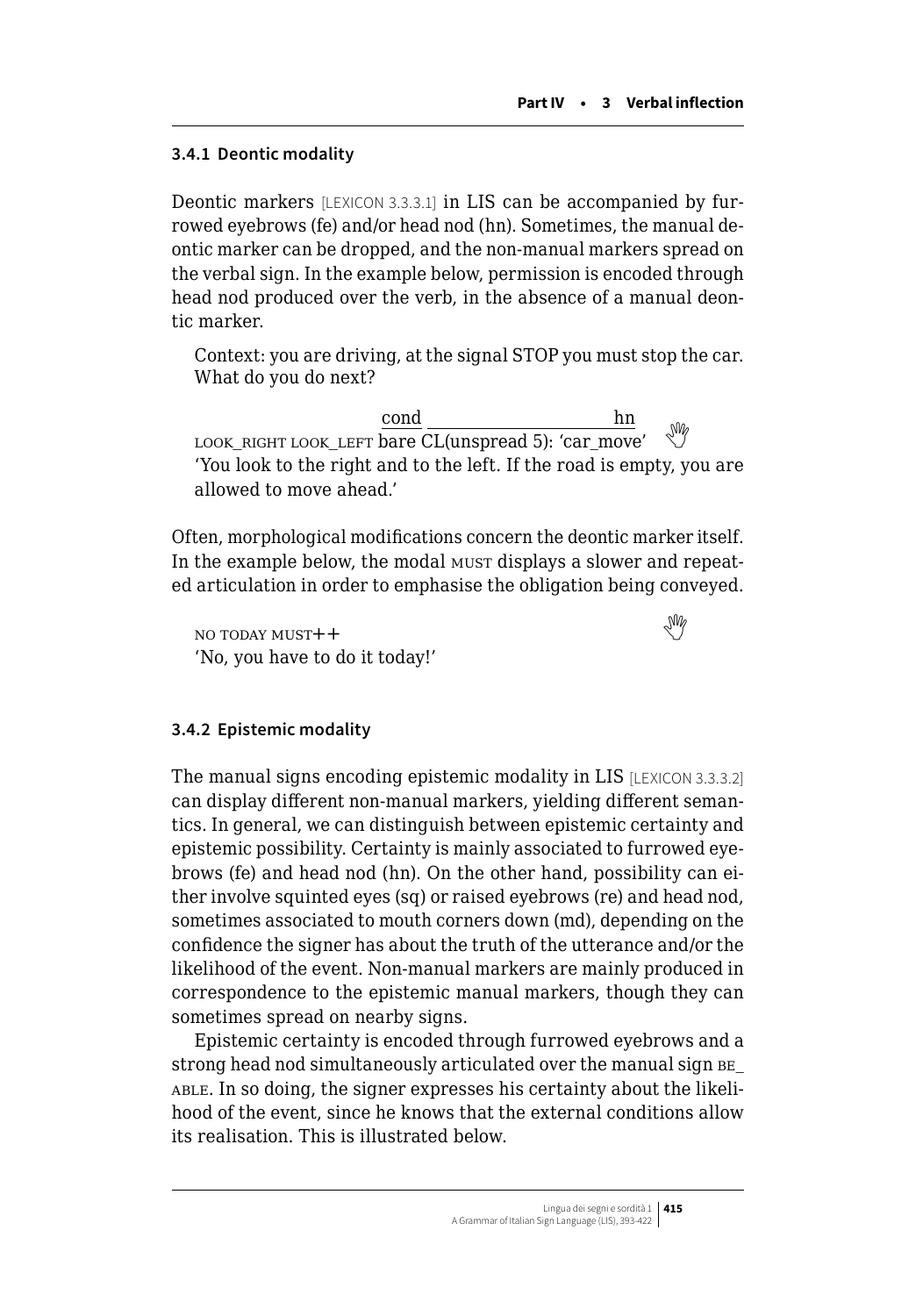### 3.4.1 Deontic modality

Deontic markers [LEXICON 3.3.3.1] in LIS can be accompanied by furrowed eyebrows (fe) and/or head nod (hn). Sometimes, the manual deontic marker can be dropped, and the non-manual markers spread on the verbal sign. In the example below, permission is encoded through head nod produced over the verb, in the absence of a manual deontic marker.

> Context: you are driving, at the signal STOP you must stop the car. What do you do next?
>
> ```
>                         cond ______________hn
> LOOK_RIGHT LOOK_LEFT bare CL(unspread 5): 'car_move'
> ```
> 'You look to the right and to the left. If the road is empty, you are allowed to move ahead.'

Often, morphological modifications concern the deontic marker itself. In the example below, the modal MUST displays a slower and repeated articulation in order to emphasise the obligation being conveyed.

> NO TODAY MUST++
> 'No, you have to do it today!'

### 3.4.2 Epistemic modality

The manual signs encoding epistemic modality in LIS [LEXICON 3.3.3.2] can display different non-manual markers, yielding different semantics. In general, we can distinguish between epistemic certainty and epistemic possibility. Certainty is mainly associated to furrowed eyebrows (fe) and head nod (hn). On the other hand, possibility can either involve squinted eyes (sq) or raised eyebrows (re) and head nod, sometimes associated to mouth corners down (md), depending on the confidence the signer has about the truth of the utterance and/or the likelihood of the event. Non-manual markers are mainly produced in correspondence to the epistemic manual markers, though they can sometimes spread on nearby signs.

Epistemic certainty is encoded through furrowed eyebrows and a strong head nod simultaneously articulated over the manual sign BE_ABLE. In so doing, the signer expresses his certainty about the likelihood of the event, since he knows that the external conditions allow its realisation. This is illustrated below.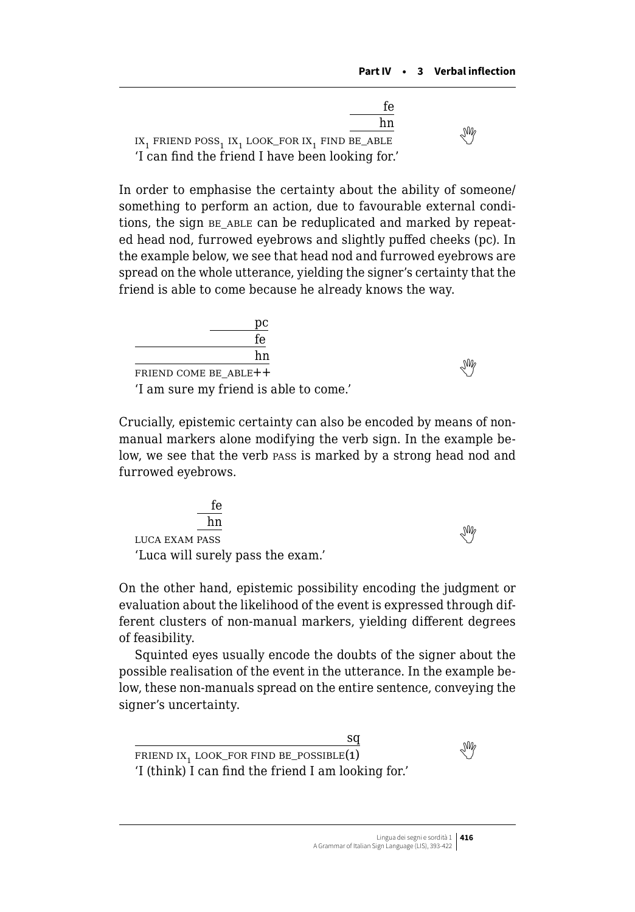```
                                            fe
                                            hn
IX1 FRIEND POSS1 IX1 LOOK_FOR IX1 FIND BE_ABLE
```
'I can find the friend I have been looking for.'

In order to emphasise the certainty about the ability of someone/something to perform an action, due to favourable external conditions, the sign BE_ABLE can be reduplicated and marked by repeated head nod, furrowed eyebrows and slightly puffed cheeks (pc). In the example below, we see that head nod and furrowed eyebrows are spread on the whole utterance, yielding the signer's certainty that the friend is able to come because he already knows the way.

```
                  pc
                  fe
                  hn
FRIEND COME BE_ABLE++
```
'I am sure my friend is able to come.'

Crucially, epistemic certainty can also be encoded by means of non-manual markers alone modifying the verb sign. In the example below, we see that the verb PASS is marked by a strong head nod and furrowed eyebrows.

```
               fe
               hn
LUCA EXAM PASS
```
'Luca will surely pass the exam.'

On the other hand, epistemic possibility encoding the judgment or evaluation about the likelihood of the event is expressed through different clusters of non-manual markers, yielding different degrees of feasibility.

Squinted eyes usually encode the doubts of the signer about the possible realisation of the event in the utterance. In the example below, these non-manuals spread on the entire sentence, conveying the signer's uncertainty.

```
                                        sq
FRIEND IX1 LOOK_FOR FIND BE_POSSIBLE(1)
```
'I (think) I can find the friend I am looking for.'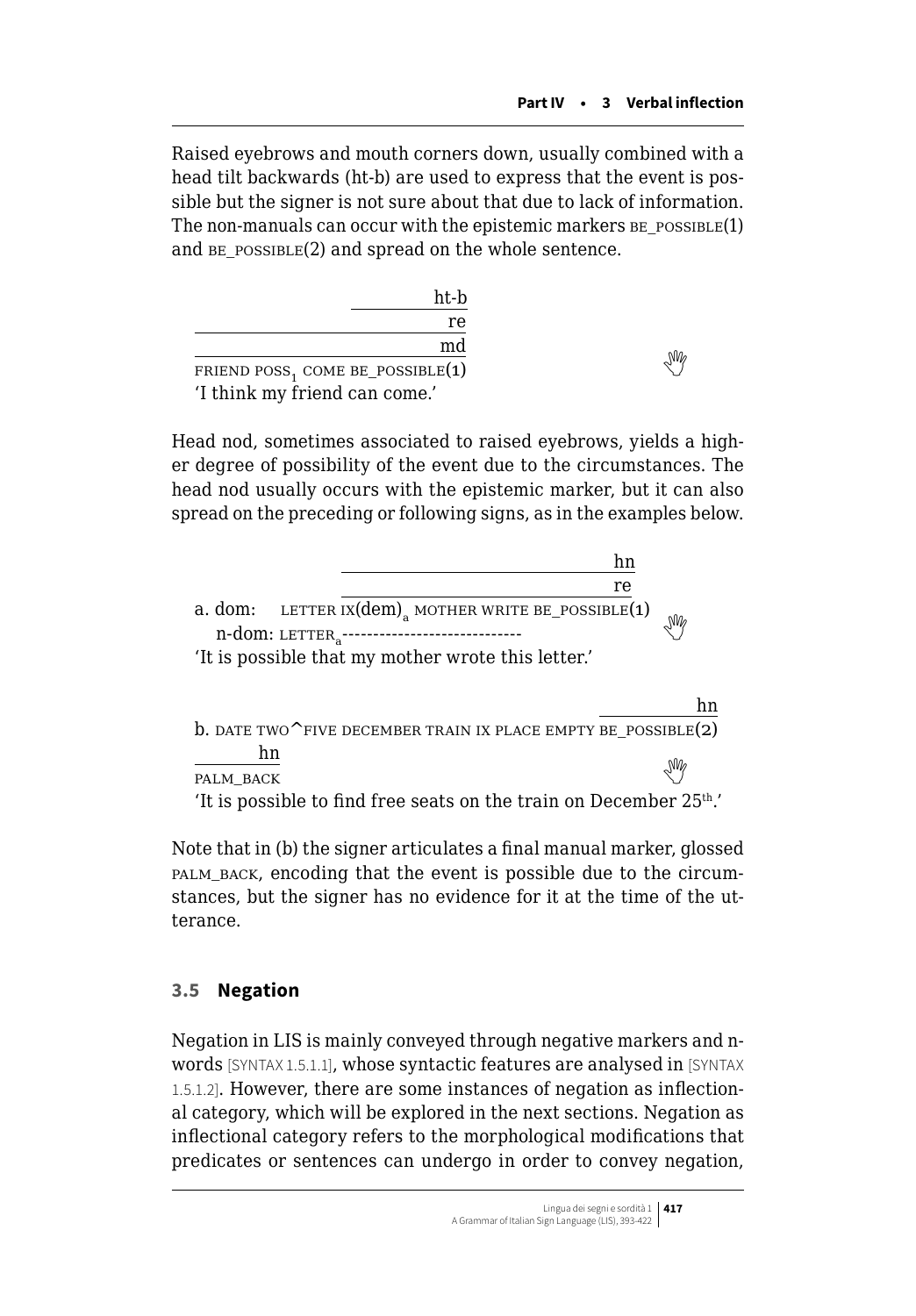Raised eyebrows and mouth corners down, usually combined with a head tilt backwards (ht-b) are used to express that the event is possible but the signer is not sure about that due to lack of information. The non-manuals can occur with the epistemic markers BE_POSSIBLE(1) and BE_POSSIBLE(2) and spread on the whole sentence.

```
                         ht-b
                           re
                           md
FRIEND POSS1 COME BE_POSSIBLE(1)
```
'I think my friend can come.'

Head nod, sometimes associated to raised eyebrows, yields a higher degree of possibility of the event due to the circumstances. The head nod usually occurs with the epistemic marker, but it can also spread on the preceding or following signs, as in the examples below.

```
                                                    hn
                                                    re
a. dom:   LETTER IX(dem)a MOTHER WRITE BE_POSSIBLE(1)
   n-dom: LETTERa-----------------------------
```
'It is possible that my mother wrote this letter.'

```
                                                             hn
b. DATE TWO^FIVE DECEMBER TRAIN IX PLACE EMPTY BE_POSSIBLE(2)
       hn
PALM_BACK
```
'It is possible to find free seats on the train on December 25th.'

Note that in (b) the signer articulates a final manual marker, glossed PALM_BACK, encoding that the event is possible due to the circumstances, but the signer has no evidence for it at the time of the utterance.

### 3.5 Negation

Negation in LIS is mainly conveyed through negative markers and n-words [SYNTAX 1.5.1.1], whose syntactic features are analysed in [SYNTAX 1.5.1.2]. However, there are some instances of negation as inflectional category, which will be explored in the next sections. Negation as inflectional category refers to the morphological modifications that predicates or sentences can undergo in order to convey negation,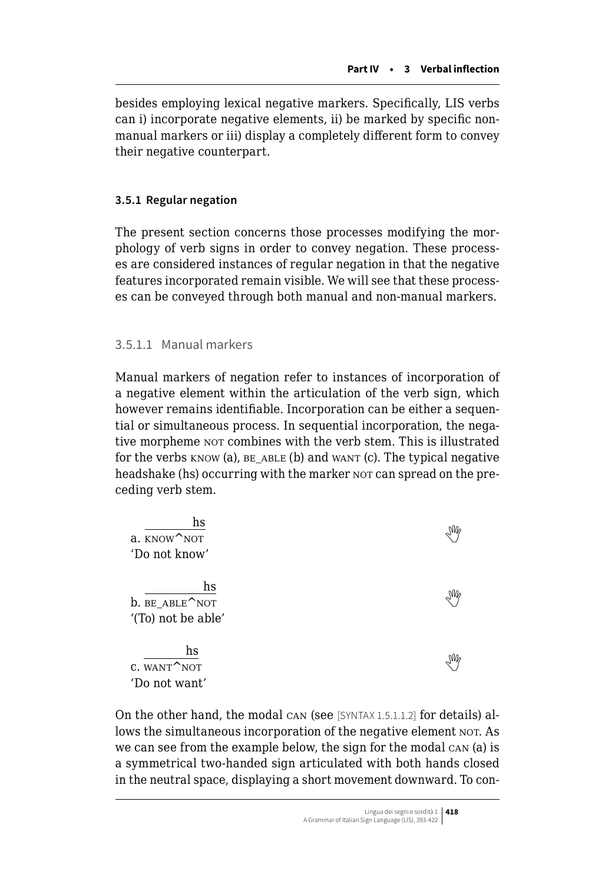besides employing lexical negative markers. Specifically, LIS verbs can i) incorporate negative elements, ii) be marked by specific non-manual markers or iii) display a completely different form to convey their negative counterpart.

### 3.5.1 Regular negation

The present section concerns those processes modifying the morphology of verb signs in order to convey negation. These processes are considered instances of regular negation in that the negative features incorporated remain visible. We will see that these processes can be conveyed through both manual and non-manual markers.

#### 3.5.1.1 Manual markers

Manual markers of negation refer to instances of incorporation of a negative element within the articulation of the verb sign, which however remains identifiable. Incorporation can be either a sequential or simultaneous process. In sequential incorporation, the negative morpheme NOT combines with the verb stem. This is illustrated for the verbs KNOW (a), BE_ABLE (b) and WANT (c). The typical negative headshake (hs) occurring with the marker NOT can spread on the preceding verb stem.

a. KNOW^NOT (hs over KNOW^NOT)
'Do not know'

b. BE_ABLE^NOT (hs over BE_ABLE^NOT)
'(To) not be able'

c. WANT^NOT (hs over WANT^NOT)
'Do not want'

On the other hand, the modal CAN (see [SYNTAX 1.5.1.1.2] for details) allows the simultaneous incorporation of the negative element NOT. As we can see from the example below, the sign for the modal CAN (a) is a symmetrical two-handed sign articulated with both hands closed in the neutral space, displaying a short movement downward. To con-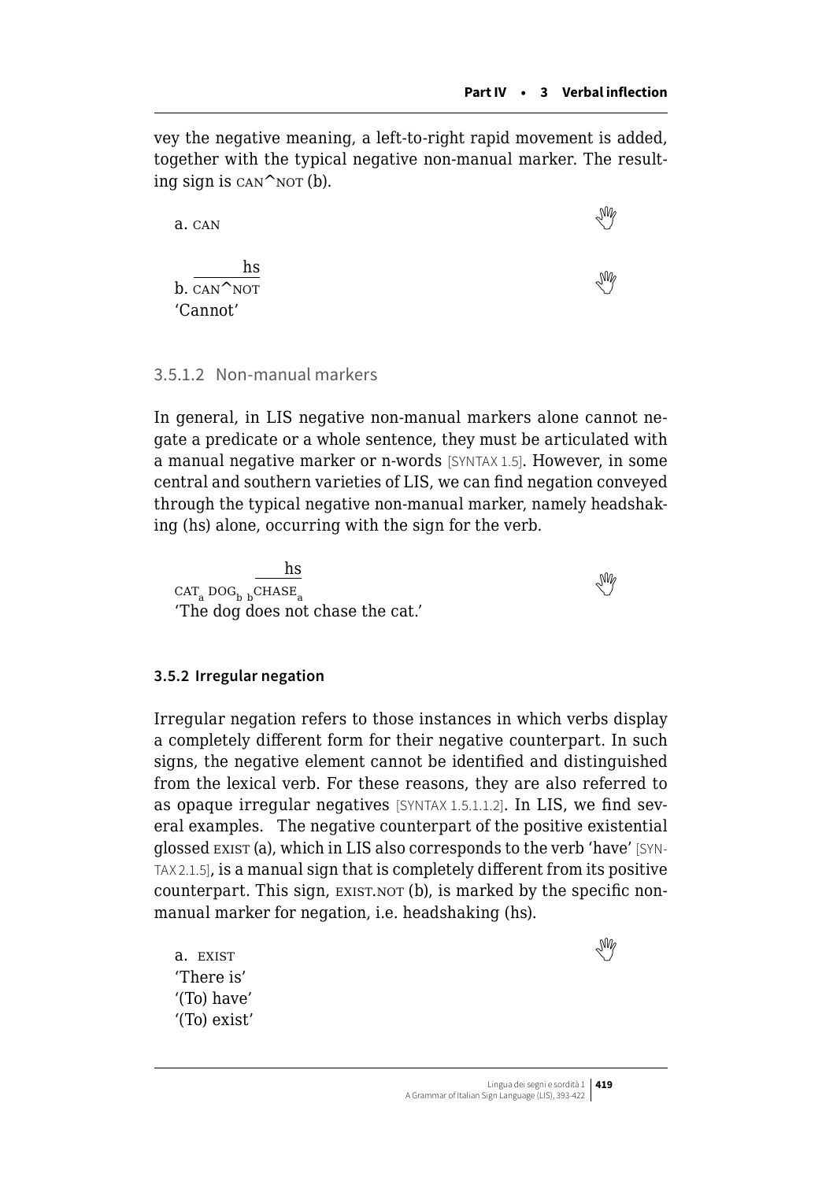vey the negative meaning, a left-to-right rapid movement is added, together with the typical negative non-manual marker. The resulting sign is CAN^NOT (b).

a. CAN

b. $\overline{\text{CAN}^\wedge\text{NOT}}^{\text{hs}}$
'Cannot'

#### 3.5.1.2 Non-manual markers

In general, in LIS negative non-manual markers alone cannot negate a predicate or a whole sentence, they must be articulated with a manual negative marker or n-words [SYNTAX 1.5]. However, in some central and southern varieties of LIS, we can find negation conveyed through the typical negative non-manual marker, namely headshaking (hs) alone, occurring with the sign for the verb.

$\text{CAT}_a\ \text{DOG}_b\ \overline{{}_b\text{CHASE}_a}^{\text{hs}}$
'The dog does not chase the cat.'

### 3.5.2 Irregular negation

Irregular negation refers to those instances in which verbs display a completely different form for their negative counterpart. In such signs, the negative element cannot be identified and distinguished from the lexical verb. For these reasons, they are also referred to as opaque irregular negatives [SYNTAX 1.5.1.1.2]. In LIS, we find several examples. The negative counterpart of the positive existential glossed EXIST (a), which in LIS also corresponds to the verb 'have' [SYNTAX 2.1.5], is a manual sign that is completely different from its positive counterpart. This sign, EXIST.NOT (b), is marked by the specific non-manual marker for negation, i.e. headshaking (hs).

a. EXIST
'There is'
'(To) have'
'(To) exist'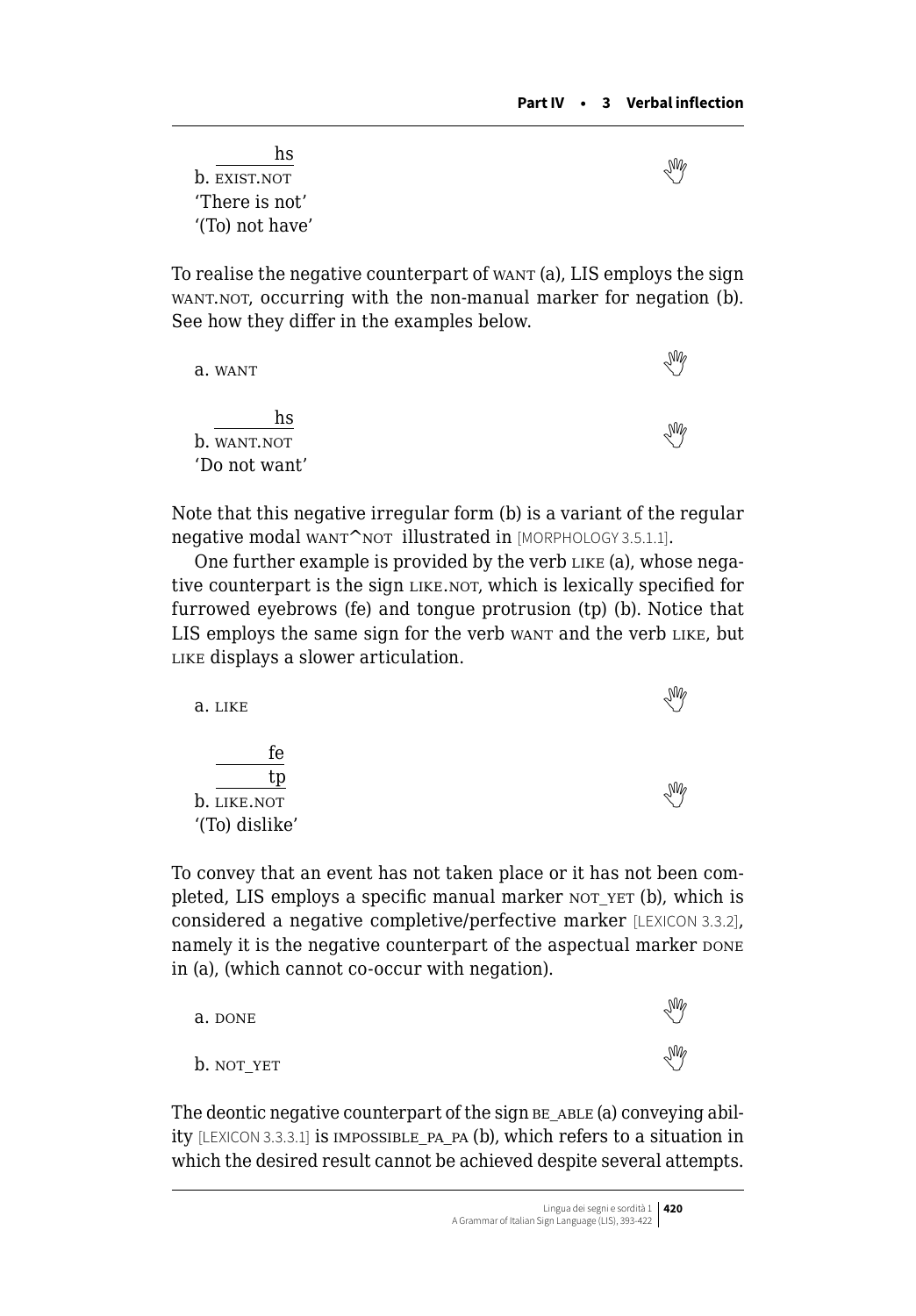hs
b. EXIST.NOT
'There is not'
'(To) not have'

To realise the negative counterpart of WANT (a), LIS employs the sign WANT.NOT, occurring with the non-manual marker for negation (b). See how they differ in the examples below.

a. WANT

hs
b. WANT.NOT
'Do not want'

Note that this negative irregular form (b) is a variant of the regular negative modal WANT^NOT illustrated in [MORPHOLOGY 3.5.1.1].

One further example is provided by the verb LIKE (a), whose negative counterpart is the sign LIKE.NOT, which is lexically specified for furrowed eyebrows (fe) and tongue protrusion (tp) (b). Notice that LIS employs the same sign for the verb WANT and the verb LIKE, but LIKE displays a slower articulation.

a. LIKE

fe
tp
b. LIKE.NOT
'(To) dislike'

To convey that an event has not taken place or it has not been completed, LIS employs a specific manual marker NOT_YET (b), which is considered a negative completive/perfective marker [LEXICON 3.3.2], namely it is the negative counterpart of the aspectual marker DONE in (a), (which cannot co-occur with negation).

a. DONE

b. NOT_YET

The deontic negative counterpart of the sign BE_ABLE (a) conveying ability [LEXICON 3.3.3.1] is IMPOSSIBLE_PA_PA (b), which refers to a situation in which the desired result cannot be achieved despite several attempts.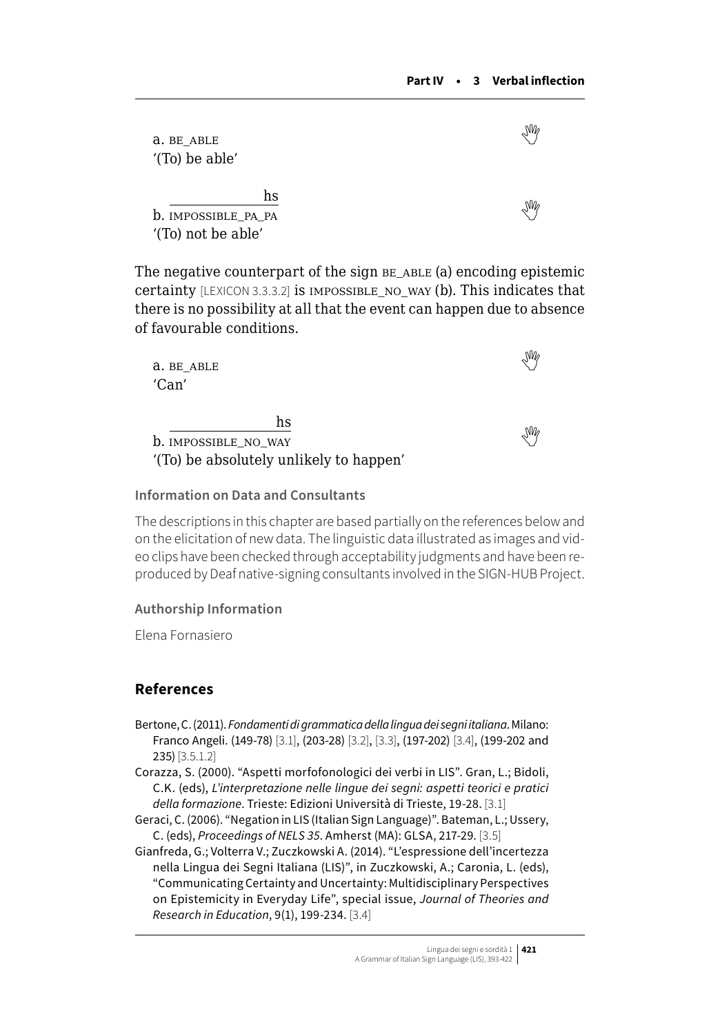a. BE_ABLE
'(To) be able'

hs
b. IMPOSSIBLE_PA_PA
'(To) not be able'

The negative counterpart of the sign BE_ABLE (a) encoding epistemic certainty [LEXICON 3.3.3.2] is IMPOSSIBLE_NO_WAY (b). This indicates that there is no possibility at all that the event can happen due to absence of favourable conditions.

a. BE_ABLE
'Can'

hs
b. IMPOSSIBLE_NO_WAY
'(To) be absolutely unlikely to happen'

#### Information on Data and Consultants

The descriptions in this chapter are based partially on the references below and on the elicitation of new data. The linguistic data illustrated as images and video clips have been checked through acceptability judgments and have been reproduced by Deaf native-signing consultants involved in the SIGN-HUB Project.

#### Authorship Information

Elena Fornasiero

## References

Bertone, C. (2011). *Fondamenti di grammatica della lingua dei segni italiana*. Milano: Franco Angeli. (149-78) [3.1], (203-28) [3.2], [3.3], (197-202) [3.4], (199-202 and 235) [3.5.1.2]

Corazza, S. (2000). "Aspetti morfofonologici dei verbi in LIS". Gran, L.; Bidoli, C.K. (eds), *L'interpretazione nelle lingue dei segni: aspetti teorici e pratici della formazione*. Trieste: Edizioni Università di Trieste, 19-28. [3.1]

Geraci, C. (2006). "Negation in LIS (Italian Sign Language)". Bateman, L.; Ussery, C. (eds), *Proceedings of NELS 35*. Amherst (MA): GLSA, 217-29. [3.5]

Gianfreda, G.; Volterra V.; Zuczkowski A. (2014). "L'espressione dell'incertezza nella Lingua dei Segni Italiana (LIS)", in Zuczkowski, A.; Caronia, L. (eds), "Communicating Certainty and Uncertainty: Multidisciplinary Perspectives on Epistemicity in Everyday Life", special issue, *Journal of Theories and Research in Education*, 9(1), 199-234. [3.4]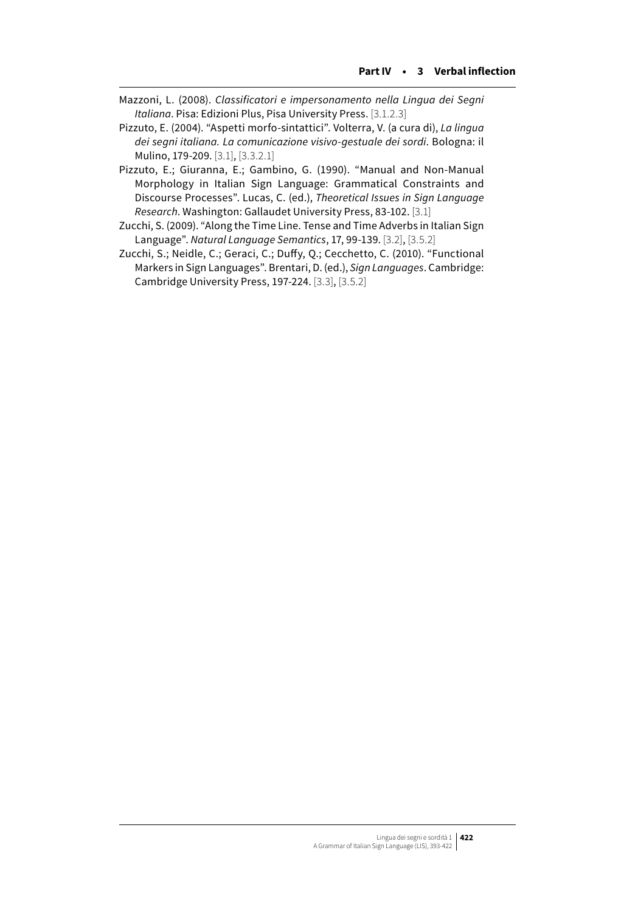Mazzoni, L. (2008). *Classificatori e impersonamento nella Lingua dei Segni Italiana*. Pisa: Edizioni Plus, Pisa University Press. [3.1.2.3]

Pizzuto, E. (2004). "Aspetti morfo-sintattici". Volterra, V. (a cura di), *La lingua dei segni italiana. La comunicazione visivo-gestuale dei sordi*. Bologna: il Mulino, 179-209. [3.1], [3.3.2.1]

Pizzuto, E.; Giuranna, E.; Gambino, G. (1990). "Manual and Non-Manual Morphology in Italian Sign Language: Grammatical Constraints and Discourse Processes". Lucas, C. (ed.), *Theoretical Issues in Sign Language Research*. Washington: Gallaudet University Press, 83-102. [3.1]

Zucchi, S. (2009). "Along the Time Line. Tense and Time Adverbs in Italian Sign Language". *Natural Language Semantics*, 17, 99-139. [3.2], [3.5.2]

Zucchi, S.; Neidle, C.; Geraci, C.; Duffy, Q.; Cecchetto, C. (2010). "Functional Markers in Sign Languages". Brentari, D. (ed.), *Sign Languages*. Cambridge: Cambridge University Press, 197-224. [3.3], [3.5.2]